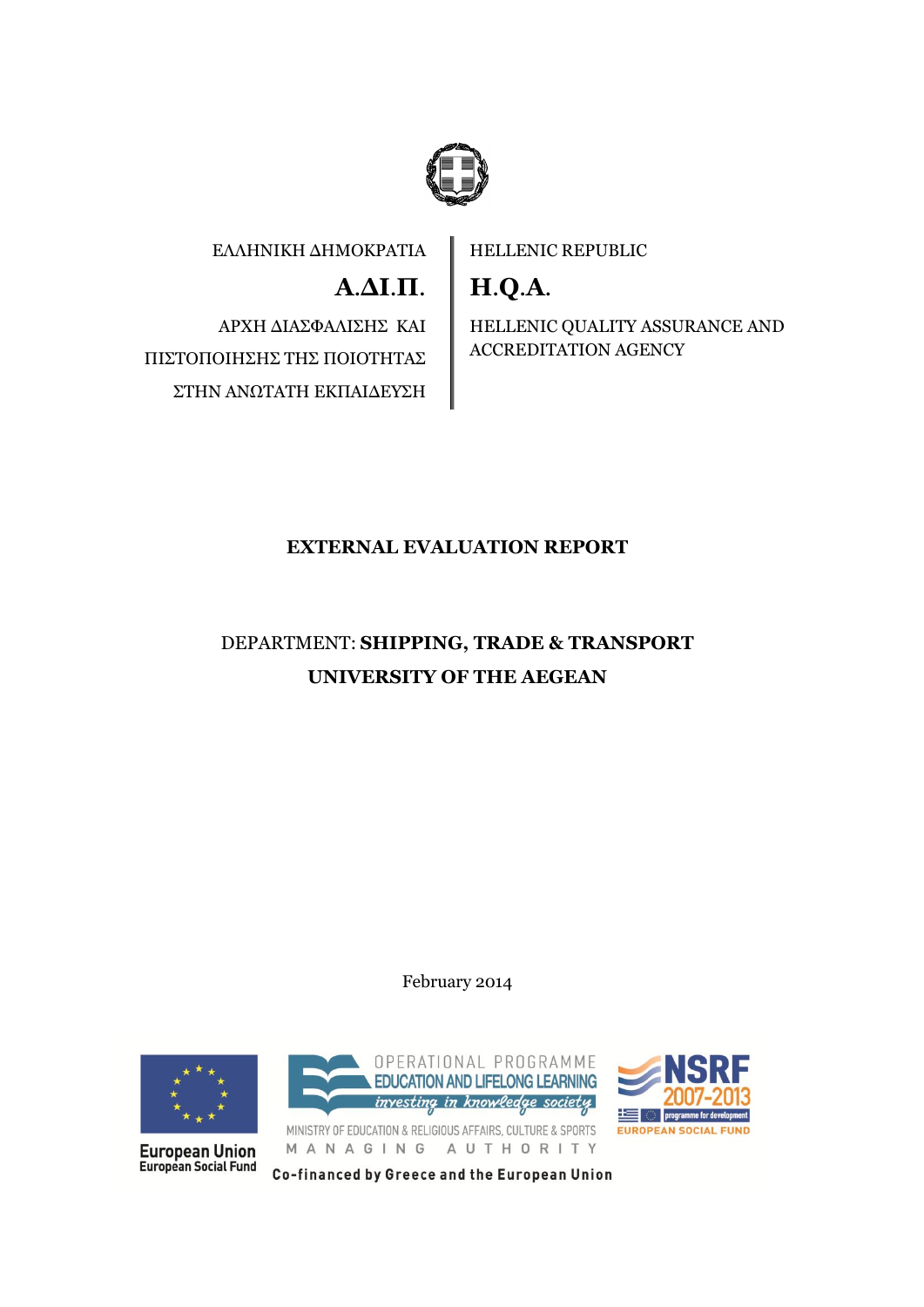ΕΛΛΗΝΙΚΗ ΔΗΜΟΚΡΑΤΙΑ

**Α.ΔΙ.Π.**

ΑΡΧΗ ΔΙΑΣΦΑΛΙΣΗΣ ΚΑΙ ΠΙΣΤΟΠΟΙΗΣΗΣ ΤΗΣ ΠΟΙΟΤΗΤΑΣ ΣΤΗΝ ΑΝΩΤΑΤΗ ΕΚΠΑΙΔΕΥΣΗ

HELLENIC REPUBLIC

**H.Q.A.**

HELLENIC QUALITY ASSURANCE AND ACCREDITATION AGENCY

# EXTERNAL EVALUATION REPORT

## DEPARTMENT: **SHIPPING, TRADE & TRANSPORT**

## UNIVERSITY OF THE AEGEAN

February 2014

European Union
European Social Fund

OPERATIONAL PROGRAMME
EDUCATION AND LIFELONG LEARNING
*investing in knowledge society*

MINISTRY OF EDUCATION & RELIGIOUS AFFAIRS, CULTURE & SPORTS
MANAGING AUTHORITY

NSRF 2007-2013
programme for development
EUROPEAN SOCIAL FUND

Co-financed by Greece and the European Union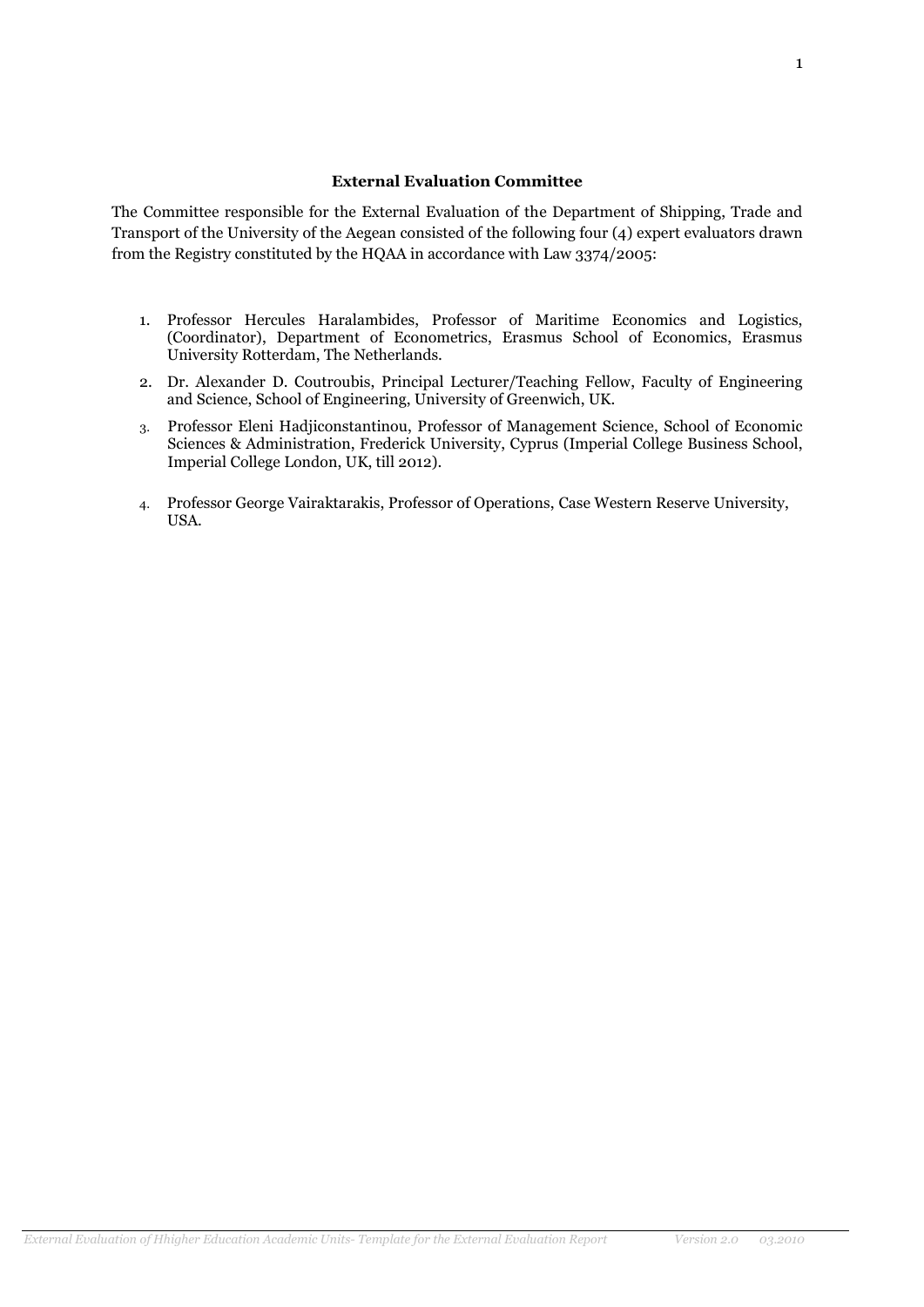## External Evaluation Committee

The Committee responsible for the External Evaluation of the Department of Shipping, Trade and Transport of the University of the Aegean consisted of the following four (4) expert evaluators drawn from the Registry constituted by the HQAA in accordance with Law 3374/2005:

1. Professor Hercules Haralambides, Professor of Maritime Economics and Logistics, (Coordinator), Department of Econometrics, Erasmus School of Economics, Erasmus University Rotterdam, The Netherlands.
2. Dr. Alexander D. Coutroubis, Principal Lecturer/Teaching Fellow, Faculty of Engineering and Science, School of Engineering, University of Greenwich, UK.
3. Professor Eleni Hadjiconstantinou, Professor of Management Science, School of Economic Sciences & Administration, Frederick University, Cyprus (Imperial College Business School, Imperial College London, UK, till 2012).
4. Professor George Vairaktarakis, Professor of Operations, Case Western Reserve University, USA.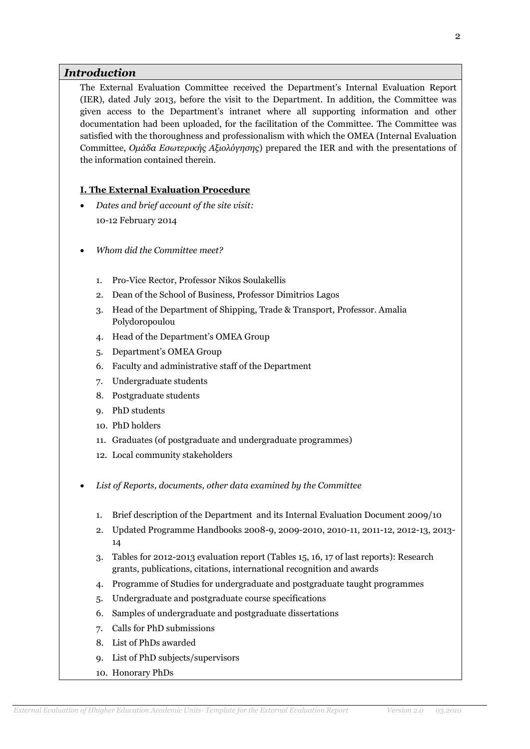## *Introduction*

The External Evaluation Committee received the Department's Internal Evaluation Report (IER), dated July 2013, before the visit to the Department. In addition, the Committee was given access to the Department's intranet where all supporting information and other documentation had been uploaded, for the facilitation of the Committee. The Committee was satisfied with the thoroughness and professionalism with which the OMEA (Internal Evaluation Committee, *Ομάδα Εσωτερικής Αξιολόγησης*) prepared the IER and with the presentations of the information contained therein.

### I. The External Evaluation Procedure

- *Dates and brief account of the site visit:*

  10-12 February 2014

- *Whom did the Committee meet?*

  1. Pro-Vice Rector, Professor Nikos Soulakellis
  2. Dean of the School of Business, Professor Dimitrios Lagos
  3. Head of the Department of Shipping, Trade & Transport, Professor. Amalia Polydoropoulou
  4. Head of the Department's OMEA Group
  5. Department's OMEA Group
  6. Faculty and administrative staff of the Department
  7. Undergraduate students
  8. Postgraduate students
  9. PhD students
  10. PhD holders
  11. Graduates (of postgraduate and undergraduate programmes)
  12. Local community stakeholders

- *List of Reports, documents, other data examined by the Committee*

  1. Brief description of the Department and its Internal Evaluation Document 2009/10
  2. Updated Programme Handbooks 2008-9, 2009-2010, 2010-11, 2011-12, 2012-13, 2013-14
  3. Tables for 2012-2013 evaluation report (Tables 15, 16, 17 of last reports): Research grants, publications, citations, international recognition and awards
  4. Programme of Studies for undergraduate and postgraduate taught programmes
  5. Undergraduate and postgraduate course specifications
  6. Samples of undergraduate and postgraduate dissertations
  7. Calls for PhD submissions
  8. List of PhDs awarded
  9. List of PhD subjects/supervisors
  10. Honorary PhDs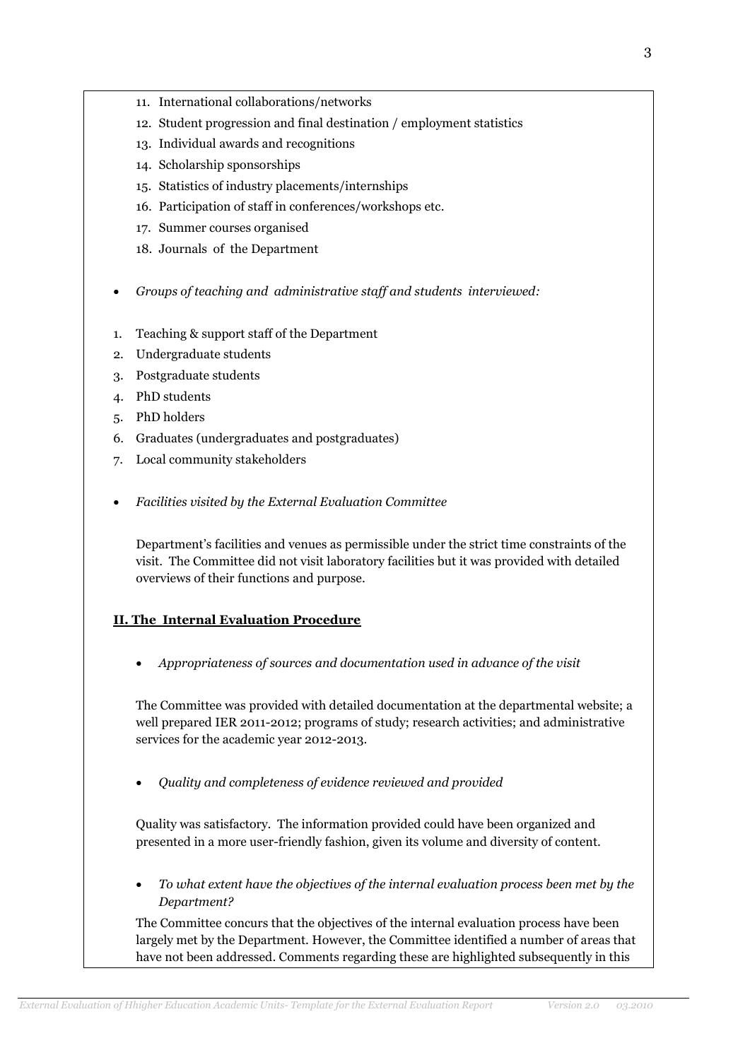11. International collaborations/networks
12. Student progression and final destination / employment statistics
13. Individual awards and recognitions
14. Scholarship sponsorships
15. Statistics of industry placements/internships
16. Participation of staff in conferences/workshops etc.
17. Summer courses organised
18. Journals of the Department

- *Groups of teaching and administrative staff and students interviewed:*

1. Teaching & support staff of the Department
2. Undergraduate students
3. Postgraduate students
4. PhD students
5. PhD holders
6. Graduates (undergraduates and postgraduates)
7. Local community stakeholders

- *Facilities visited by the External Evaluation Committee*

  Department's facilities and venues as permissible under the strict time constraints of the visit. The Committee did not visit laboratory facilities but it was provided with detailed overviews of their functions and purpose.

## **II. The Internal Evaluation Procedure**

- *Appropriateness of sources and documentation used in advance of the visit*

  The Committee was provided with detailed documentation at the departmental website; a well prepared IER 2011-2012; programs of study; research activities; and administrative services for the academic year 2012-2013.

- *Quality and completeness of evidence reviewed and provided*

  Quality was satisfactory. The information provided could have been organized and presented in a more user-friendly fashion, given its volume and diversity of content.

- *To what extent have the objectives of the internal evaluation process been met by the Department?*

  The Committee concurs that the objectives of the internal evaluation process have been largely met by the Department. However, the Committee identified a number of areas that have not been addressed. Comments regarding these are highlighted subsequently in this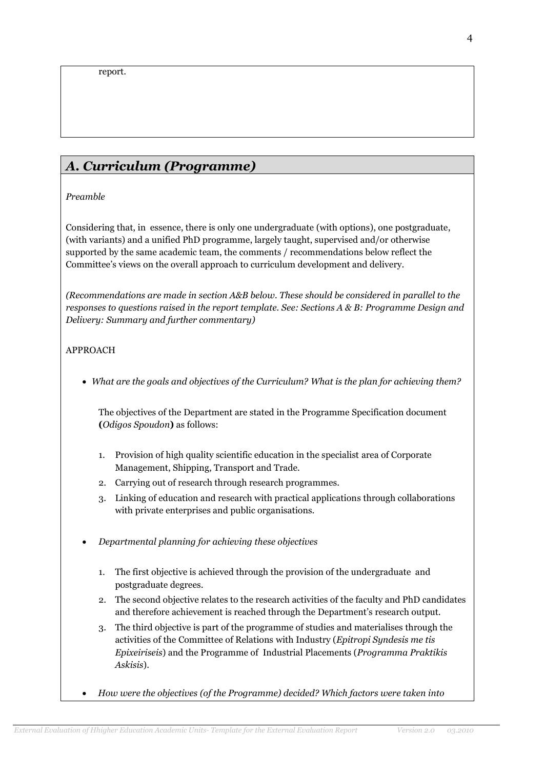report.

## *A. Curriculum (Programme)*

*Preamble*

Considering that, in essence, there is only one undergraduate (with options), one postgraduate, (with variants) and a unified PhD programme, largely taught, supervised and/or otherwise supported by the same academic team, the comments / recommendations below reflect the Committee's views on the overall approach to curriculum development and delivery.

*(Recommendations are made in section A&B below. These should be considered in parallel to the responses to questions raised in the report template. See: Sections A & B: Programme Design and Delivery: Summary and further commentary)*

APPROACH

- *What are the goals and objectives of the Curriculum? What is the plan for achieving them?*

  The objectives of the Department are stated in the Programme Specification document **(***Odigos Spoudon***)** as follows:

  1. Provision of high quality scientific education in the specialist area of Corporate Management, Shipping, Transport and Trade.
  2. Carrying out of research through research programmes.
  3. Linking of education and research with practical applications through collaborations with private enterprises and public organisations.

- *Departmental planning for achieving these objectives*

  1. The first objective is achieved through the provision of the undergraduate and postgraduate degrees.
  2. The second objective relates to the research activities of the faculty and PhD candidates and therefore achievement is reached through the Department's research output.
  3. The third objective is part of the programme of studies and materialises through the activities of the Committee of Relations with Industry (*Epitropi Syndesis me tis Epixeiriseis*) and the Programme of Industrial Placements (*Programma Praktikis Askisis*).

- *How were the objectives (of the Programme) decided? Which factors were taken into*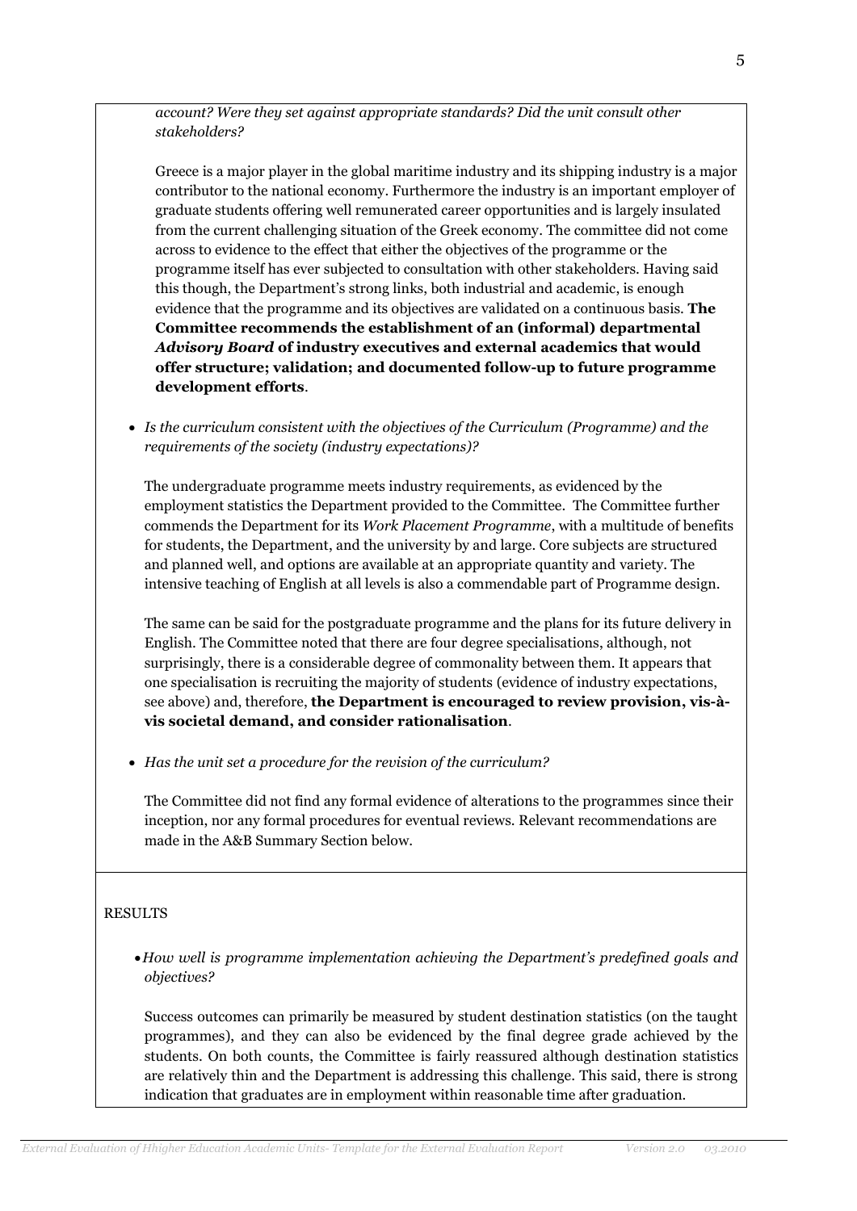*account? Were they set against appropriate standards? Did the unit consult other stakeholders?*

Greece is a major player in the global maritime industry and its shipping industry is a major contributor to the national economy. Furthermore the industry is an important employer of graduate students offering well remunerated career opportunities and is largely insulated from the current challenging situation of the Greek economy. The committee did not come across to evidence to the effect that either the objectives of the programme or the programme itself has ever subjected to consultation with other stakeholders. Having said this though, the Department's strong links, both industrial and academic, is enough evidence that the programme and its objectives are validated on a continuous basis. **The Committee recommends the establishment of an (informal) departmental *Advisory Board* of industry executives and external academics that would offer structure; validation; and documented follow-up to future programme development efforts**.

- *Is the curriculum consistent with the objectives of the Curriculum (Programme) and the requirements of the society (industry expectations)?*

The undergraduate programme meets industry requirements, as evidenced by the employment statistics the Department provided to the Committee. The Committee further commends the Department for its *Work Placement Programme*, with a multitude of benefits for students, the Department, and the university by and large. Core subjects are structured and planned well, and options are available at an appropriate quantity and variety. The intensive teaching of English at all levels is also a commendable part of Programme design.

The same can be said for the postgraduate programme and the plans for its future delivery in English. The Committee noted that there are four degree specialisations, although, not surprisingly, there is a considerable degree of commonality between them. It appears that one specialisation is recruiting the majority of students (evidence of industry expectations, see above) and, therefore, **the Department is encouraged to review provision, vis-à-vis societal demand, and consider rationalisation**.

- *Has the unit set a procedure for the revision of the curriculum?*

The Committee did not find any formal evidence of alterations to the programmes since their inception, nor any formal procedures for eventual reviews. Relevant recommendations are made in the A&B Summary Section below.

RESULTS

- *How well is programme implementation achieving the Department's predefined goals and objectives?*

Success outcomes can primarily be measured by student destination statistics (on the taught programmes), and they can also be evidenced by the final degree grade achieved by the students. On both counts, the Committee is fairly reassured although destination statistics are relatively thin and the Department is addressing this challenge. This said, there is strong indication that graduates are in employment within reasonable time after graduation.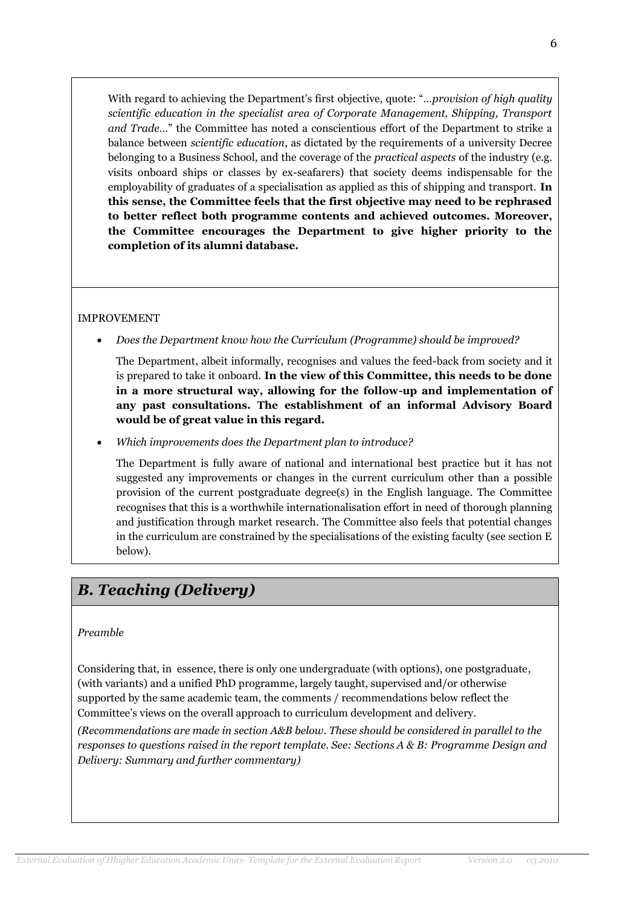With regard to achieving the Department's first objective, quote: "*...provision of high quality scientific education in the specialist area of Corporate Management, Shipping, Transport and Trade...*" the Committee has noted a conscientious effort of the Department to strike a balance between *scientific education*, as dictated by the requirements of a university Decree belonging to a Business School, and the coverage of the *practical aspects* of the industry (e.g. visits onboard ships or classes by ex-seafarers) that society deems indispensable for the employability of graduates of a specialisation as applied as this of shipping and transport. **In this sense, the Committee feels that the first objective may need to be rephrased to better reflect both programme contents and achieved outcomes. Moreover, the Committee encourages the Department to give higher priority to the completion of its alumni database.**

IMPROVEMENT

- *Does the Department know how the Curriculum (Programme) should be improved?*

  The Department, albeit informally, recognises and values the feed-back from society and it is prepared to take it onboard. **In the view of this Committee, this needs to be done in a more structural way, allowing for the follow-up and implementation of any past consultations. The establishment of an informal Advisory Board would be of great value in this regard.**

- *Which improvements does the Department plan to introduce?*

  The Department is fully aware of national and international best practice but it has not suggested any improvements or changes in the current curriculum other than a possible provision of the current postgraduate degree(s) in the English language. The Committee recognises that this is a worthwhile internationalisation effort in need of thorough planning and justification through market research. The Committee also feels that potential changes in the curriculum are constrained by the specialisations of the existing faculty (see section E below).

## *B. Teaching (Delivery)*

*Preamble*

Considering that, in essence, there is only one undergraduate (with options), one postgraduate, (with variants) and a unified PhD programme, largely taught, supervised and/or otherwise supported by the same academic team, the comments / recommendations below reflect the Committee's views on the overall approach to curriculum development and delivery.

*(Recommendations are made in section A&B below. These should be considered in parallel to the responses to questions raised in the report template. See: Sections A & B: Programme Design and Delivery: Summary and further commentary)*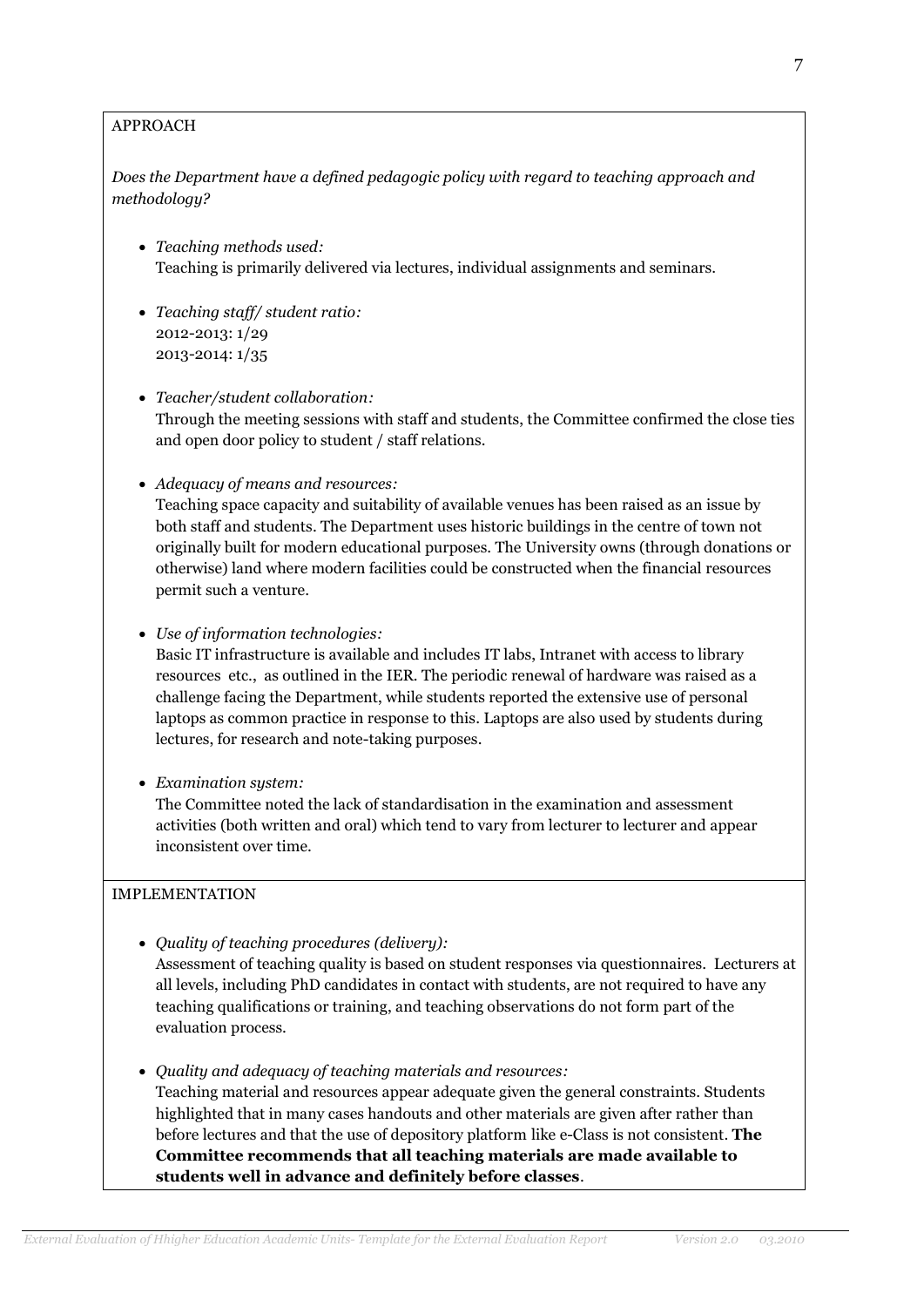APPROACH

*Does the Department have a defined pedagogic policy with regard to teaching approach and methodology?*

- *Teaching methods used:*
  Teaching is primarily delivered via lectures, individual assignments and seminars.

- *Teaching staff/ student ratio:*
  2012-2013: 1/29
  2013-2014: 1/35

- *Teacher/student collaboration:*
  Through the meeting sessions with staff and students, the Committee confirmed the close ties and open door policy to student / staff relations.

- *Adequacy of means and resources:*
  Teaching space capacity and suitability of available venues has been raised as an issue by both staff and students. The Department uses historic buildings in the centre of town not originally built for modern educational purposes. The University owns (through donations or otherwise) land where modern facilities could be constructed when the financial resources permit such a venture.

- *Use of information technologies:*
  Basic IT infrastructure is available and includes IT labs, Intranet with access to library resources etc., as outlined in the IER. The periodic renewal of hardware was raised as a challenge facing the Department, while students reported the extensive use of personal laptops as common practice in response to this. Laptops are also used by students during lectures, for research and note-taking purposes.

- *Examination system:*
  The Committee noted the lack of standardisation in the examination and assessment activities (both written and oral) which tend to vary from lecturer to lecturer and appear inconsistent over time.

IMPLEMENTATION

- *Quality of teaching procedures (delivery):*
  Assessment of teaching quality is based on student responses via questionnaires. Lecturers at all levels, including PhD candidates in contact with students, are not required to have any teaching qualifications or training, and teaching observations do not form part of the evaluation process.

- *Quality and adequacy of teaching materials and resources:*
  Teaching material and resources appear adequate given the general constraints. Students highlighted that in many cases handouts and other materials are given after rather than before lectures and that the use of depository platform like e-Class is not consistent. **The Committee recommends that all teaching materials are made available to students well in advance and definitely before classes**.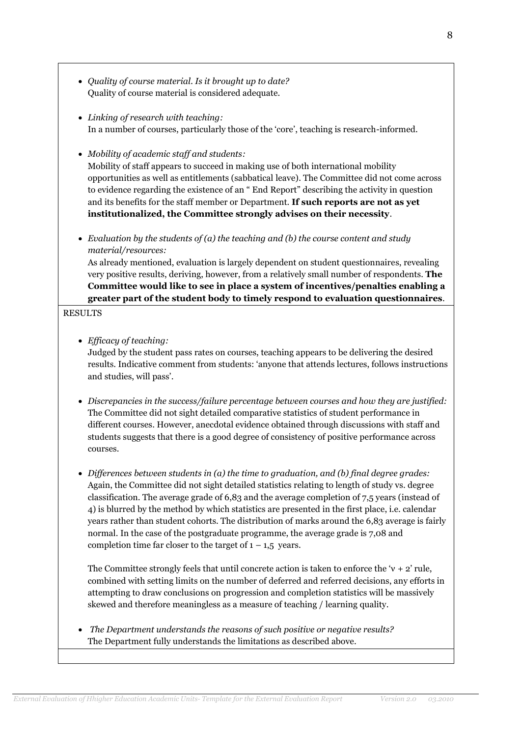- *Quality of course material. Is it brought up to date?*
  Quality of course material is considered adequate.

- *Linking of research with teaching:*
  In a number of courses, particularly those of the 'core', teaching is research-informed.

- *Mobility of academic staff and students:*
  Mobility of staff appears to succeed in making use of both international mobility opportunities as well as entitlements (sabbatical leave). The Committee did not come across to evidence regarding the existence of an " End Report" describing the activity in question and its benefits for the staff member or Department. **If such reports are not as yet institutionalized, the Committee strongly advises on their necessity**.

- *Evaluation by the students of (a) the teaching and (b) the course content and study material/resources:*
  As already mentioned, evaluation is largely dependent on student questionnaires, revealing very positive results, deriving, however, from a relatively small number of respondents. **The Committee would like to see in place a system of incentives/penalties enabling a greater part of the student body to timely respond to evaluation questionnaires**.

RESULTS

- *Efficacy of teaching:*
  Judged by the student pass rates on courses, teaching appears to be delivering the desired results. Indicative comment from students: 'anyone that attends lectures, follows instructions and studies, will pass'.

- *Discrepancies in the success/failure percentage between courses and how they are justified:*
  The Committee did not sight detailed comparative statistics of student performance in different courses. However, anecdotal evidence obtained through discussions with staff and students suggests that there is a good degree of consistency of positive performance across courses.

- *Differences between students in (a) the time to graduation, and (b) final degree grades:*
  Again, the Committee did not sight detailed statistics relating to length of study vs. degree classification. The average grade of 6,83 and the average completion of 7,5 years (instead of 4) is blurred by the method by which statistics are presented in the first place, i.e. calendar years rather than student cohorts. The distribution of marks around the 6,83 average is fairly normal. In the case of the postgraduate programme, the average grade is 7,08 and completion time far closer to the target of 1 – 1,5 years.

  The Committee strongly feels that until concrete action is taken to enforce the 'v + 2' rule, combined with setting limits on the number of deferred and referred decisions, any efforts in attempting to draw conclusions on progression and completion statistics will be massively skewed and therefore meaningless as a measure of teaching / learning quality.

- *The Department understands the reasons of such positive or negative results?*
  The Department fully understands the limitations as described above.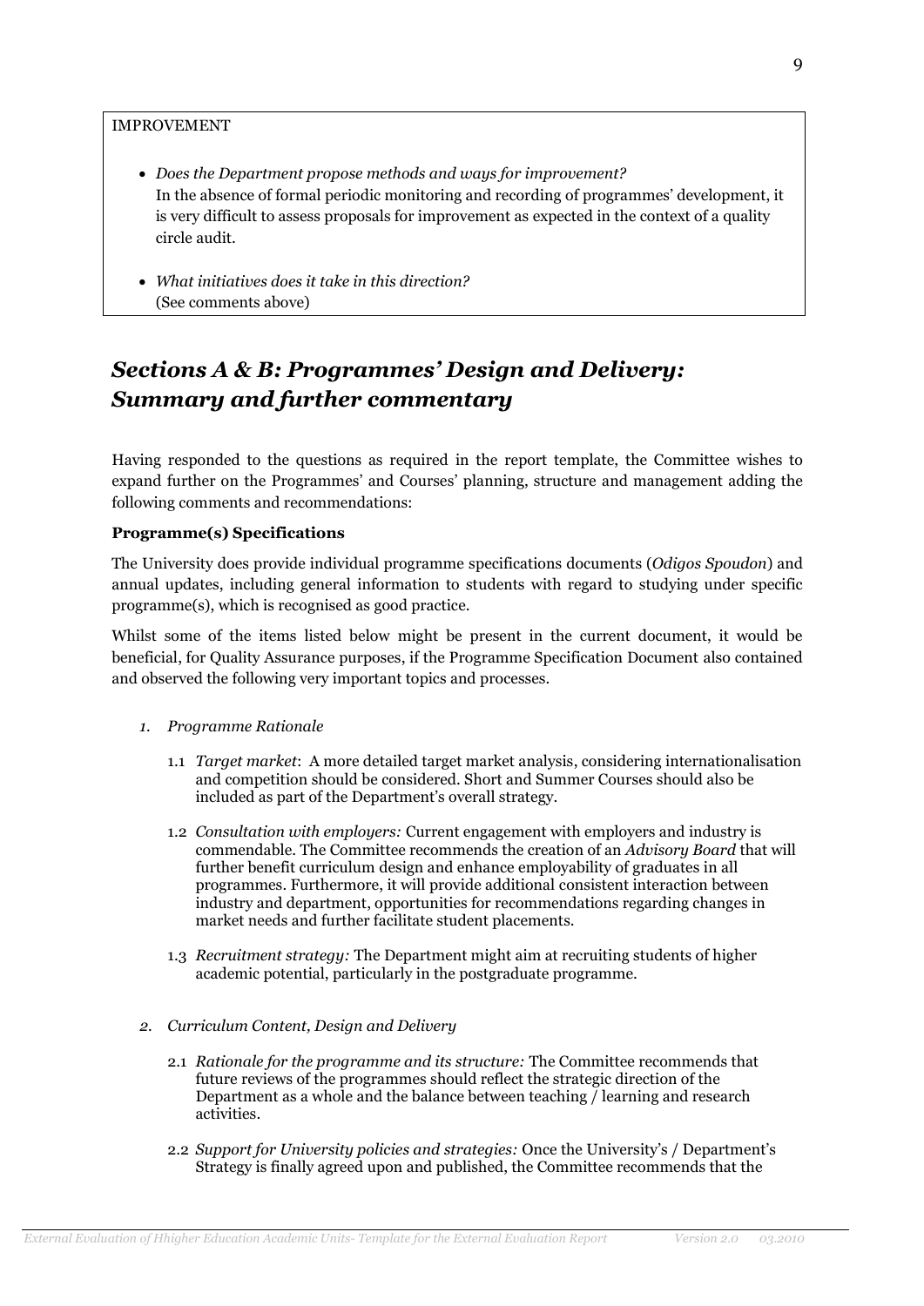IMPROVEMENT

- *Does the Department propose methods and ways for improvement?*
  In the absence of formal periodic monitoring and recording of programmes' development, it is very difficult to assess proposals for improvement as expected in the context of a quality circle audit.

- *What initiatives does it take in this direction?*
  (See comments above)

## *Sections A & B: Programmes' Design and Delivery: Summary and further commentary*

Having responded to the questions as required in the report template, the Committee wishes to expand further on the Programmes' and Courses' planning, structure and management adding the following comments and recommendations:

**Programme(s) Specifications**

The University does provide individual programme specifications documents (*Odigos Spoudon*) and annual updates, including general information to students with regard to studying under specific programme(s), which is recognised as good practice.

Whilst some of the items listed below might be present in the current document, it would be beneficial, for Quality Assurance purposes, if the Programme Specification Document also contained and observed the following very important topics and processes.

1. *Programme Rationale*

   1.1 *Target market*: A more detailed target market analysis, considering internationalisation and competition should be considered. Short and Summer Courses should also be included as part of the Department's overall strategy.

   1.2 *Consultation with employers:* Current engagement with employers and industry is commendable. The Committee recommends the creation of an *Advisory Board* that will further benefit curriculum design and enhance employability of graduates in all programmes. Furthermore, it will provide additional consistent interaction between industry and department, opportunities for recommendations regarding changes in market needs and further facilitate student placements.

   1.3 *Recruitment strategy:* The Department might aim at recruiting students of higher academic potential, particularly in the postgraduate programme.

2. *Curriculum Content, Design and Delivery*

   2.1 *Rationale for the programme and its structure:* The Committee recommends that future reviews of the programmes should reflect the strategic direction of the Department as a whole and the balance between teaching / learning and research activities.

   2.2 *Support for University policies and strategies:* Once the University's / Department's Strategy is finally agreed upon and published, the Committee recommends that the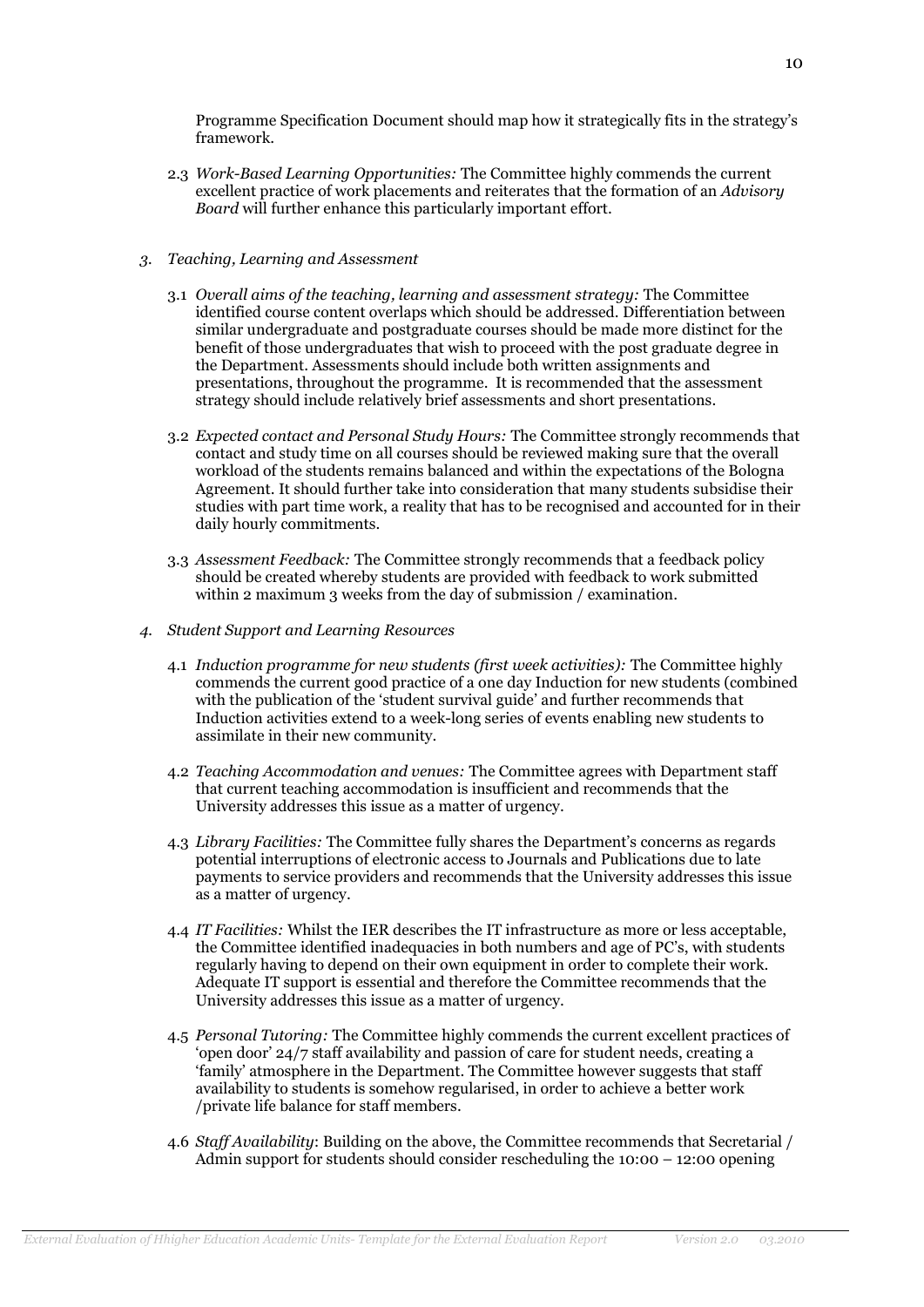Programme Specification Document should map how it strategically fits in the strategy's framework.

2.3 *Work-Based Learning Opportunities:* The Committee highly commends the current excellent practice of work placements and reiterates that the formation of an *Advisory Board* will further enhance this particularly important effort.

*3. Teaching, Learning and Assessment*

3.1 *Overall aims of the teaching, learning and assessment strategy:* The Committee identified course content overlaps which should be addressed. Differentiation between similar undergraduate and postgraduate courses should be made more distinct for the benefit of those undergraduates that wish to proceed with the post graduate degree in the Department. Assessments should include both written assignments and presentations, throughout the programme. It is recommended that the assessment strategy should include relatively brief assessments and short presentations.

3.2 *Expected contact and Personal Study Hours:* The Committee strongly recommends that contact and study time on all courses should be reviewed making sure that the overall workload of the students remains balanced and within the expectations of the Bologna Agreement. It should further take into consideration that many students subsidise their studies with part time work, a reality that has to be recognised and accounted for in their daily hourly commitments.

3.3 *Assessment Feedback:* The Committee strongly recommends that a feedback policy should be created whereby students are provided with feedback to work submitted within 2 maximum 3 weeks from the day of submission / examination.

*4. Student Support and Learning Resources*

4.1 *Induction programme for new students (first week activities):* The Committee highly commends the current good practice of a one day Induction for new students (combined with the publication of the 'student survival guide' and further recommends that Induction activities extend to a week-long series of events enabling new students to assimilate in their new community.

4.2 *Teaching Accommodation and venues:* The Committee agrees with Department staff that current teaching accommodation is insufficient and recommends that the University addresses this issue as a matter of urgency.

4.3 *Library Facilities:* The Committee fully shares the Department's concerns as regards potential interruptions of electronic access to Journals and Publications due to late payments to service providers and recommends that the University addresses this issue as a matter of urgency.

4.4 *IT Facilities:* Whilst the IER describes the IT infrastructure as more or less acceptable, the Committee identified inadequacies in both numbers and age of PC's, with students regularly having to depend on their own equipment in order to complete their work. Adequate IT support is essential and therefore the Committee recommends that the University addresses this issue as a matter of urgency.

4.5 *Personal Tutoring:* The Committee highly commends the current excellent practices of 'open door' 24/7 staff availability and passion of care for student needs, creating a 'family' atmosphere in the Department. The Committee however suggests that staff availability to students is somehow regularised, in order to achieve a better work /private life balance for staff members.

4.6 *Staff Availability*: Building on the above, the Committee recommends that Secretarial / Admin support for students should consider rescheduling the 10:00 – 12:00 opening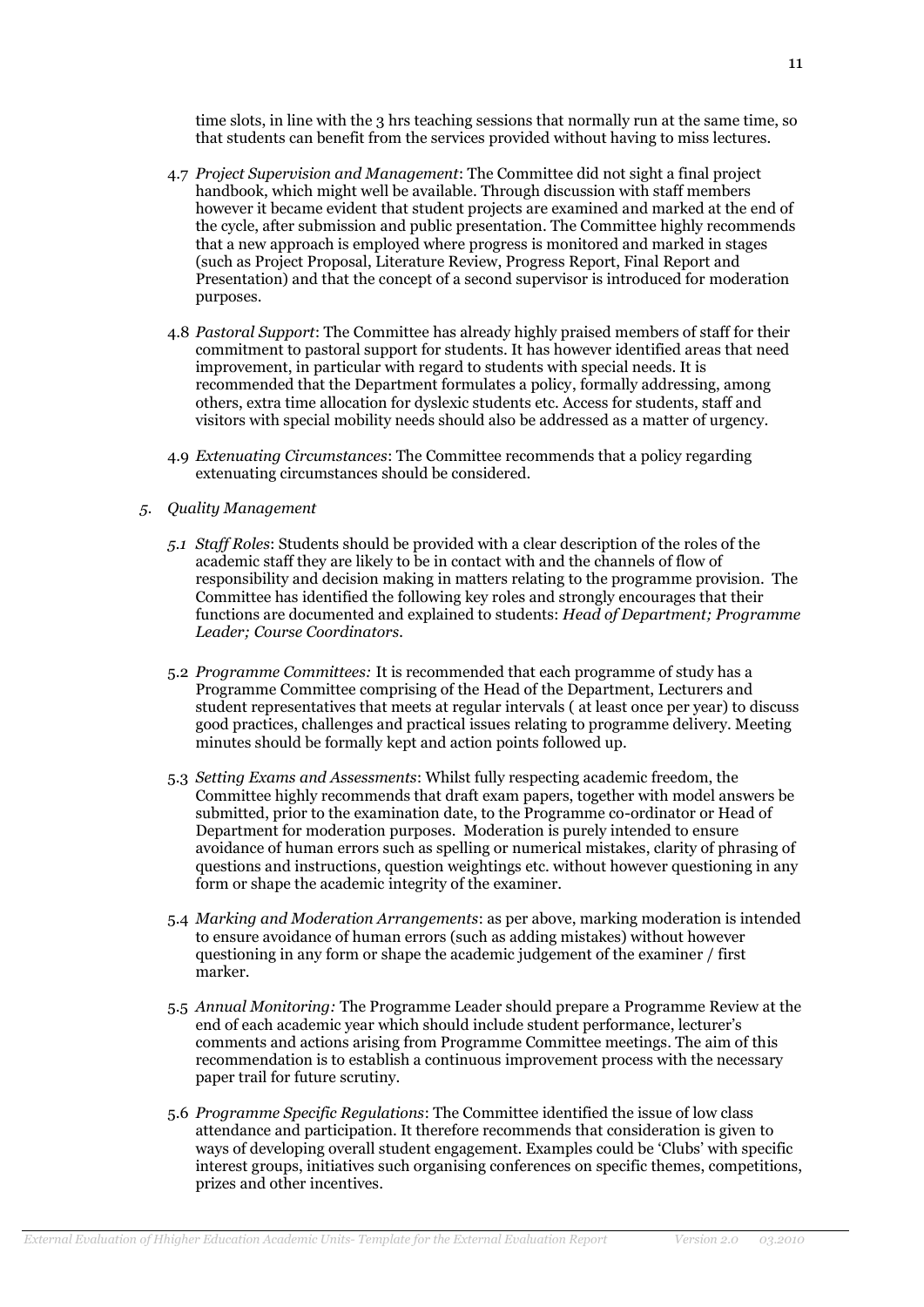time slots, in line with the 3 hrs teaching sessions that normally run at the same time, so that students can benefit from the services provided without having to miss lectures.

4.7 *Project Supervision and Management*: The Committee did not sight a final project handbook, which might well be available. Through discussion with staff members however it became evident that student projects are examined and marked at the end of the cycle, after submission and public presentation. The Committee highly recommends that a new approach is employed where progress is monitored and marked in stages (such as Project Proposal, Literature Review, Progress Report, Final Report and Presentation) and that the concept of a second supervisor is introduced for moderation purposes.

4.8 *Pastoral Support*: The Committee has already highly praised members of staff for their commitment to pastoral support for students. It has however identified areas that need improvement, in particular with regard to students with special needs. It is recommended that the Department formulates a policy, formally addressing, among others, extra time allocation for dyslexic students etc. Access for students, staff and visitors with special mobility needs should also be addressed as a matter of urgency.

4.9 *Extenuating Circumstances*: The Committee recommends that a policy regarding extenuating circumstances should be considered.

*5. Quality Management*

*5.1 Staff Roles*: Students should be provided with a clear description of the roles of the academic staff they are likely to be in contact with and the channels of flow of responsibility and decision making in matters relating to the programme provision. The Committee has identified the following key roles and strongly encourages that their functions are documented and explained to students: *Head of Department; Programme Leader; Course Coordinators.*

5.2 *Programme Committees:* It is recommended that each programme of study has a Programme Committee comprising of the Head of the Department, Lecturers and student representatives that meets at regular intervals ( at least once per year) to discuss good practices, challenges and practical issues relating to programme delivery. Meeting minutes should be formally kept and action points followed up.

5.3 *Setting Exams and Assessments*: Whilst fully respecting academic freedom, the Committee highly recommends that draft exam papers, together with model answers be submitted, prior to the examination date, to the Programme co-ordinator or Head of Department for moderation purposes. Moderation is purely intended to ensure avoidance of human errors such as spelling or numerical mistakes, clarity of phrasing of questions and instructions, question weightings etc. without however questioning in any form or shape the academic integrity of the examiner.

5.4 *Marking and Moderation Arrangements*: as per above, marking moderation is intended to ensure avoidance of human errors (such as adding mistakes) without however questioning in any form or shape the academic judgement of the examiner / first marker.

5.5 *Annual Monitoring:* The Programme Leader should prepare a Programme Review at the end of each academic year which should include student performance, lecturer's comments and actions arising from Programme Committee meetings. The aim of this recommendation is to establish a continuous improvement process with the necessary paper trail for future scrutiny.

5.6 *Programme Specific Regulations*: The Committee identified the issue of low class attendance and participation. It therefore recommends that consideration is given to ways of developing overall student engagement. Examples could be 'Clubs' with specific interest groups, initiatives such organising conferences on specific themes, competitions, prizes and other incentives.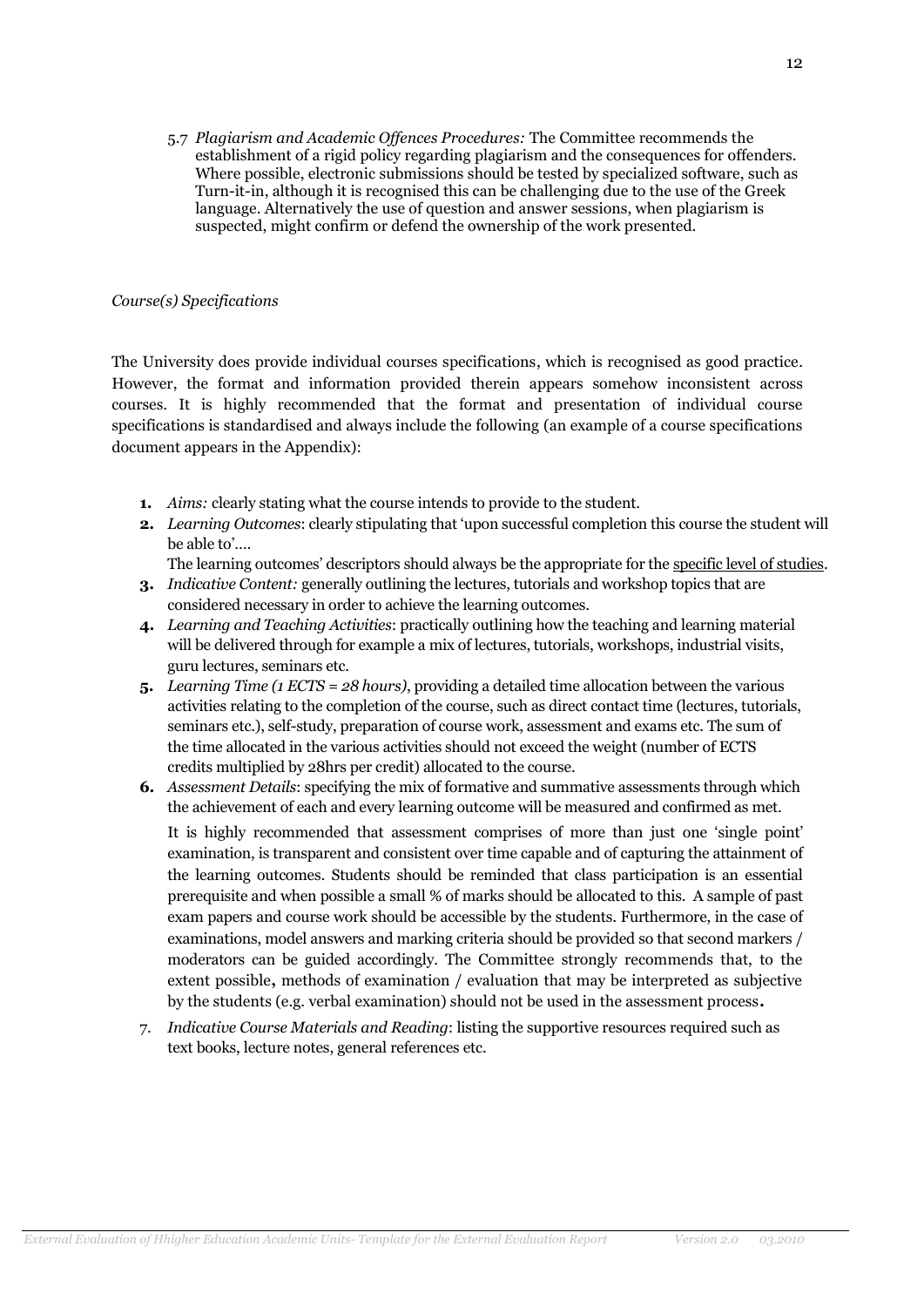5.7 *Plagiarism and Academic Offences Procedures:* The Committee recommends the establishment of a rigid policy regarding plagiarism and the consequences for offenders. Where possible, electronic submissions should be tested by specialized software, such as Turn-it-in, although it is recognised this can be challenging due to the use of the Greek language. Alternatively the use of question and answer sessions, when plagiarism is suspected, might confirm or defend the ownership of the work presented.

*Course(s) Specifications*

The University does provide individual courses specifications, which is recognised as good practice. However, the format and information provided therein appears somehow inconsistent across courses. It is highly recommended that the format and presentation of individual course specifications is standardised and always include the following (an example of a course specifications document appears in the Appendix):

1. *Aims:* clearly stating what the course intends to provide to the student.
2. *Learning Outcomes*: clearly stipulating that 'upon successful completion this course the student will be able to'….

   The learning outcomes' descriptors should always be the appropriate for the specific level of studies.
3. *Indicative Content:* generally outlining the lectures, tutorials and workshop topics that are considered necessary in order to achieve the learning outcomes.
4. *Learning and Teaching Activities*: practically outlining how the teaching and learning material will be delivered through for example a mix of lectures, tutorials, workshops, industrial visits, guru lectures, seminars etc.
5. *Learning Time (1 ECTS = 28 hours)*, providing a detailed time allocation between the various activities relating to the completion of the course, such as direct contact time (lectures, tutorials, seminars etc.), self-study, preparation of course work, assessment and exams etc. The sum of the time allocated in the various activities should not exceed the weight (number of ECTS credits multiplied by 28hrs per credit) allocated to the course.
6. *Assessment Details*: specifying the mix of formative and summative assessments through which the achievement of each and every learning outcome will be measured and confirmed as met.

   It is highly recommended that assessment comprises of more than just one 'single point' examination, is transparent and consistent over time capable and of capturing the attainment of the learning outcomes. Students should be reminded that class participation is an essential prerequisite and when possible a small % of marks should be allocated to this. A sample of past exam papers and course work should be accessible by the students. Furthermore, in the case of examinations, model answers and marking criteria should be provided so that second markers / moderators can be guided accordingly. The Committee strongly recommends that, to the extent possible, methods of examination / evaluation that may be interpreted as subjective by the students (e.g. verbal examination) should not be used in the assessment process.
7. *Indicative Course Materials and Reading*: listing the supportive resources required such as text books, lecture notes, general references etc.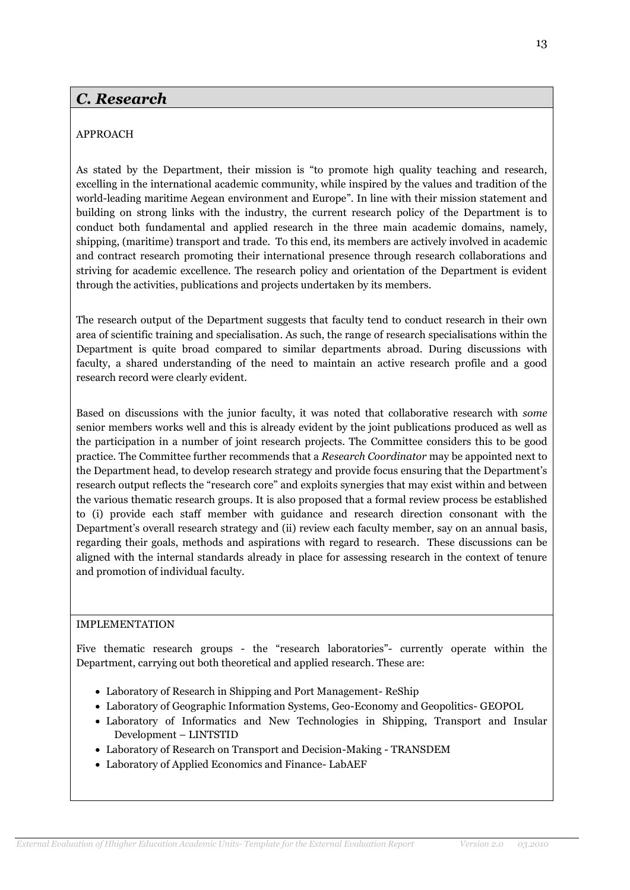## *C. Research*

APPROACH

As stated by the Department, their mission is "to promote high quality teaching and research, excelling in the international academic community, while inspired by the values and tradition of the world-leading maritime Aegean environment and Europe". In line with their mission statement and building on strong links with the industry, the current research policy of the Department is to conduct both fundamental and applied research in the three main academic domains, namely, shipping, (maritime) transport and trade. To this end, its members are actively involved in academic and contract research promoting their international presence through research collaborations and striving for academic excellence. The research policy and orientation of the Department is evident through the activities, publications and projects undertaken by its members.

The research output of the Department suggests that faculty tend to conduct research in their own area of scientific training and specialisation. As such, the range of research specialisations within the Department is quite broad compared to similar departments abroad. During discussions with faculty, a shared understanding of the need to maintain an active research profile and a good research record were clearly evident.

Based on discussions with the junior faculty, it was noted that collaborative research with *some* senior members works well and this is already evident by the joint publications produced as well as the participation in a number of joint research projects. The Committee considers this to be good practice. The Committee further recommends that a *Research Coordinator* may be appointed next to the Department head, to develop research strategy and provide focus ensuring that the Department's research output reflects the "research core" and exploits synergies that may exist within and between the various thematic research groups. It is also proposed that a formal review process be established to (i) provide each staff member with guidance and research direction consonant with the Department's overall research strategy and (ii) review each faculty member, say on an annual basis, regarding their goals, methods and aspirations with regard to research. These discussions can be aligned with the internal standards already in place for assessing research in the context of tenure and promotion of individual faculty.

IMPLEMENTATION

Five thematic research groups - the "research laboratories"- currently operate within the Department, carrying out both theoretical and applied research. These are:

- Laboratory of Research in Shipping and Port Management- ReShip
- Laboratory of Geographic Information Systems, Geo-Economy and Geopolitics- GEOPOL
- Laboratory of Informatics and New Technologies in Shipping, Transport and Insular Development – LINTSTID
- Laboratory of Research on Transport and Decision-Making - TRANSDEM
- Laboratory of Applied Economics and Finance- LabAEF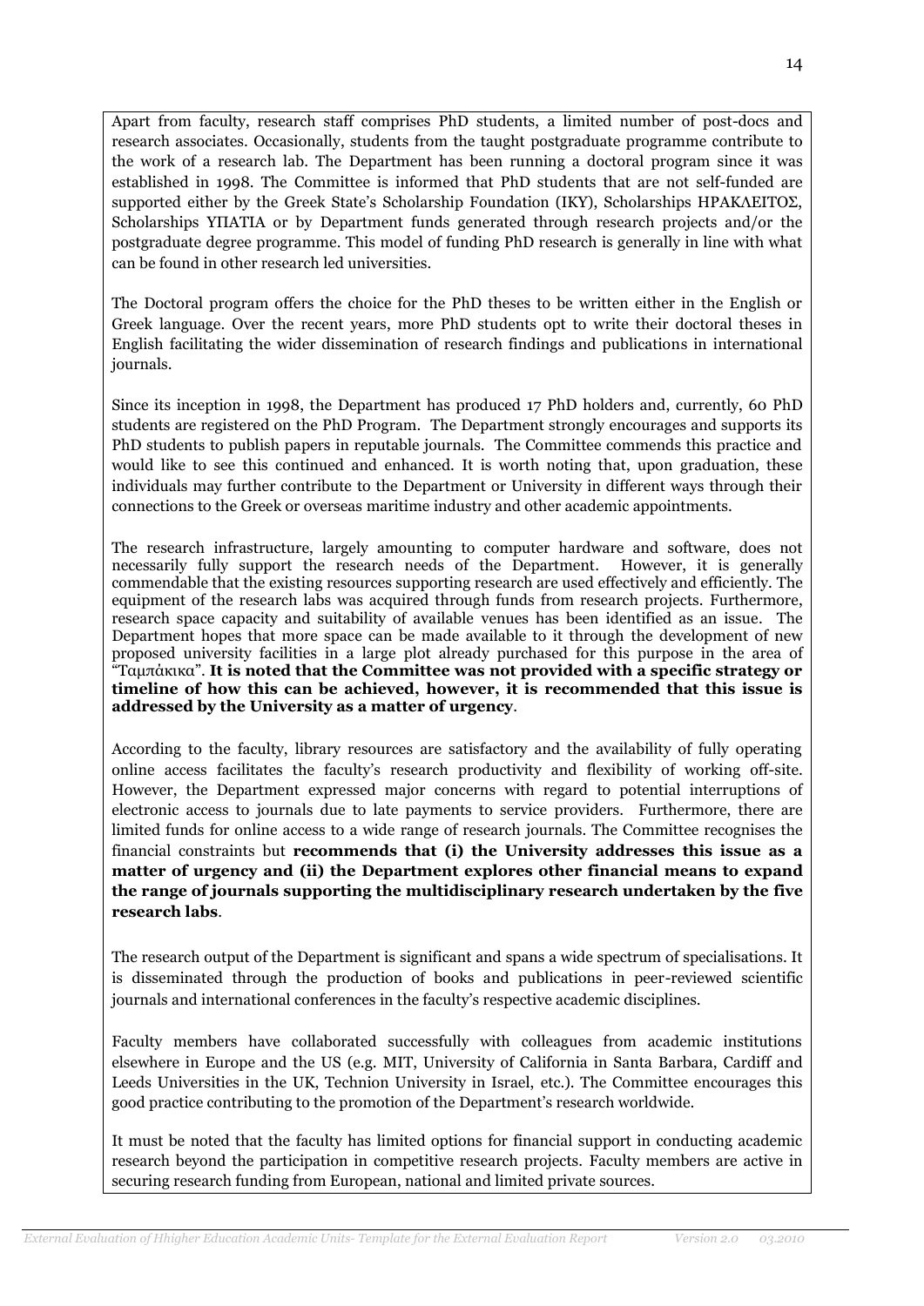Apart from faculty, research staff comprises PhD students, a limited number of post-docs and research associates. Occasionally, students from the taught postgraduate programme contribute to the work of a research lab. The Department has been running a doctoral program since it was established in 1998. The Committee is informed that PhD students that are not self-funded are supported either by the Greek State's Scholarship Foundation (IKY), Scholarships ΗΡΑΚΛΕΙΤΟΣ, Scholarships ΥΠΑΤΙΑ or by Department funds generated through research projects and/or the postgraduate degree programme. This model of funding PhD research is generally in line with what can be found in other research led universities.

The Doctoral program offers the choice for the PhD theses to be written either in the English or Greek language. Over the recent years, more PhD students opt to write their doctoral theses in English facilitating the wider dissemination of research findings and publications in international journals.

Since its inception in 1998, the Department has produced 17 PhD holders and, currently, 60 PhD students are registered on the PhD Program. The Department strongly encourages and supports its PhD students to publish papers in reputable journals. The Committee commends this practice and would like to see this continued and enhanced. It is worth noting that, upon graduation, these individuals may further contribute to the Department or University in different ways through their connections to the Greek or overseas maritime industry and other academic appointments.

The research infrastructure, largely amounting to computer hardware and software, does not necessarily fully support the research needs of the Department. However, it is generally commendable that the existing resources supporting research are used effectively and efficiently. The equipment of the research labs was acquired through funds from research projects. Furthermore, research space capacity and suitability of available venues has been identified as an issue. The Department hopes that more space can be made available to it through the development of new proposed university facilities in a large plot already purchased for this purpose in the area of "Ταμπάκικα". **It is noted that the Committee was not provided with a specific strategy or timeline of how this can be achieved, however, it is recommended that this issue is addressed by the University as a matter of urgency**.

According to the faculty, library resources are satisfactory and the availability of fully operating online access facilitates the faculty's research productivity and flexibility of working off-site. However, the Department expressed major concerns with regard to potential interruptions of electronic access to journals due to late payments to service providers. Furthermore, there are limited funds for online access to a wide range of research journals. The Committee recognises the financial constraints but **recommends that (i) the University addresses this issue as a matter of urgency and (ii) the Department explores other financial means to expand the range of journals supporting the multidisciplinary research undertaken by the five research labs**.

The research output of the Department is significant and spans a wide spectrum of specialisations. It is disseminated through the production of books and publications in peer-reviewed scientific journals and international conferences in the faculty's respective academic disciplines.

Faculty members have collaborated successfully with colleagues from academic institutions elsewhere in Europe and the US (e.g. MIT, University of California in Santa Barbara, Cardiff and Leeds Universities in the UK, Technion University in Israel, etc.). The Committee encourages this good practice contributing to the promotion of the Department's research worldwide.

It must be noted that the faculty has limited options for financial support in conducting academic research beyond the participation in competitive research projects. Faculty members are active in securing research funding from European, national and limited private sources.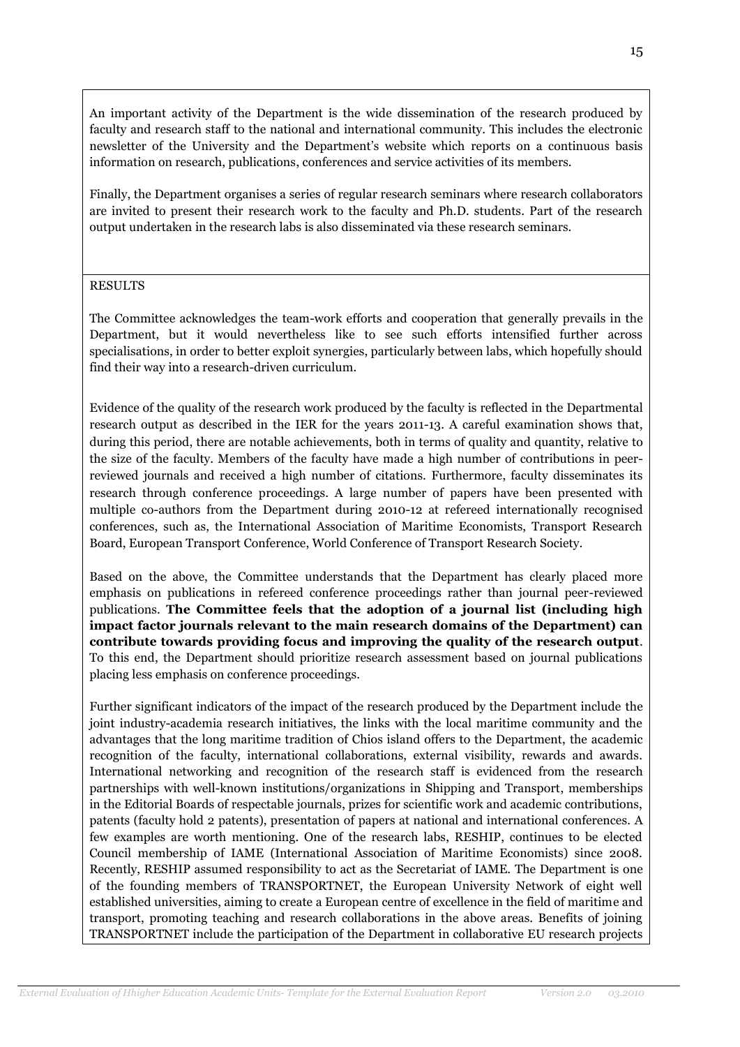An important activity of the Department is the wide dissemination of the research produced by faculty and research staff to the national and international community. This includes the electronic newsletter of the University and the Department's website which reports on a continuous basis information on research, publications, conferences and service activities of its members.

Finally, the Department organises a series of regular research seminars where research collaborators are invited to present their research work to the faculty and Ph.D. students. Part of the research output undertaken in the research labs is also disseminated via these research seminars.

RESULTS

The Committee acknowledges the team-work efforts and cooperation that generally prevails in the Department, but it would nevertheless like to see such efforts intensified further across specialisations, in order to better exploit synergies, particularly between labs, which hopefully should find their way into a research-driven curriculum.

Evidence of the quality of the research work produced by the faculty is reflected in the Departmental research output as described in the IER for the years 2011-13. A careful examination shows that, during this period, there are notable achievements, both in terms of quality and quantity, relative to the size of the faculty. Members of the faculty have made a high number of contributions in peer-reviewed journals and received a high number of citations. Furthermore, faculty disseminates its research through conference proceedings. A large number of papers have been presented with multiple co-authors from the Department during 2010-12 at refereed internationally recognised conferences, such as, the International Association of Maritime Economists, Transport Research Board, European Transport Conference, World Conference of Transport Research Society.

Based on the above, the Committee understands that the Department has clearly placed more emphasis on publications in refereed conference proceedings rather than journal peer-reviewed publications. **The Committee feels that the adoption of a journal list (including high impact factor journals relevant to the main research domains of the Department) can contribute towards providing focus and improving the quality of the research output**. To this end, the Department should prioritize research assessment based on journal publications placing less emphasis on conference proceedings.

Further significant indicators of the impact of the research produced by the Department include the joint industry-academia research initiatives, the links with the local maritime community and the advantages that the long maritime tradition of Chios island offers to the Department, the academic recognition of the faculty, international collaborations, external visibility, rewards and awards. International networking and recognition of the research staff is evidenced from the research partnerships with well-known institutions/organizations in Shipping and Transport, memberships in the Editorial Boards of respectable journals, prizes for scientific work and academic contributions, patents (faculty hold 2 patents), presentation of papers at national and international conferences. A few examples are worth mentioning. One of the research labs, RESHIP, continues to be elected Council membership of IAME (International Association of Maritime Economists) since 2008. Recently, RESHIP assumed responsibility to act as the Secretariat of IAME. The Department is one of the founding members of TRANSPORTNET, the European University Network of eight well established universities, aiming to create a European centre of excellence in the field of maritime and transport, promoting teaching and research collaborations in the above areas. Benefits of joining TRANSPORTNET include the participation of the Department in collaborative EU research projects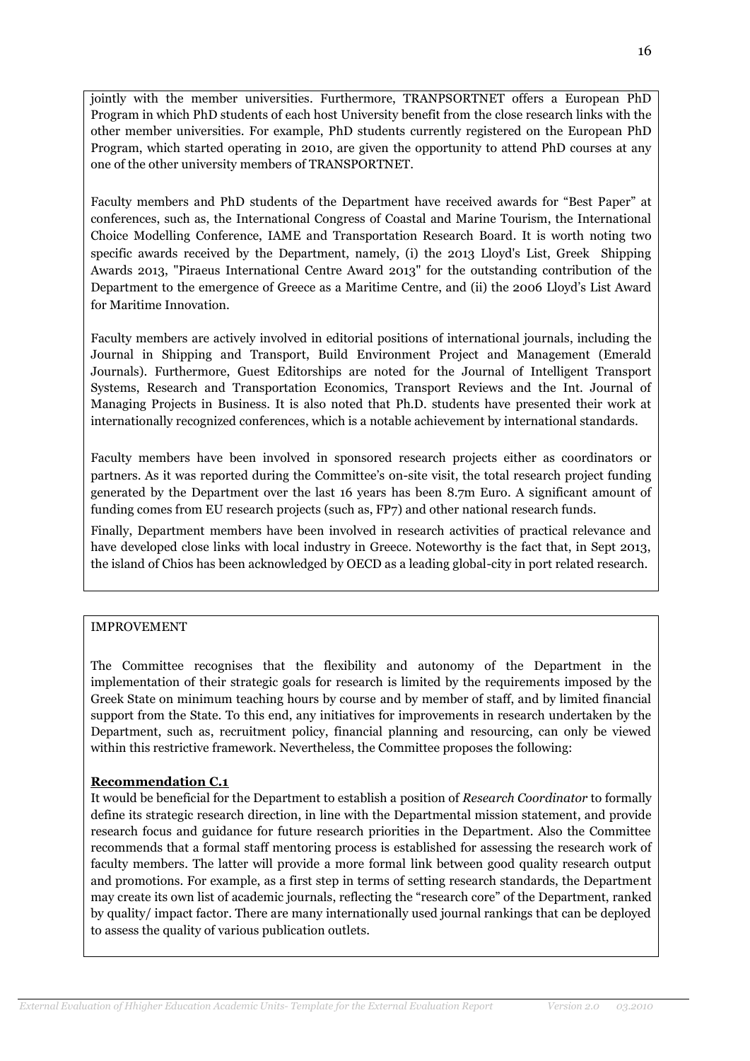jointly with the member universities. Furthermore, TRANPSORTNET offers a European PhD Program in which PhD students of each host University benefit from the close research links with the other member universities. For example, PhD students currently registered on the European PhD Program, which started operating in 2010, are given the opportunity to attend PhD courses at any one of the other university members of TRANSPORTNET.

Faculty members and PhD students of the Department have received awards for "Best Paper" at conferences, such as, the International Congress of Coastal and Marine Tourism, the International Choice Modelling Conference, IAME and Transportation Research Board. It is worth noting two specific awards received by the Department, namely, (i) the 2013 Lloyd's List, Greek Shipping Awards 2013, "Piraeus International Centre Award 2013" for the outstanding contribution of the Department to the emergence of Greece as a Maritime Centre, and (ii) the 2006 Lloyd's List Award for Maritime Innovation.

Faculty members are actively involved in editorial positions of international journals, including the Journal in Shipping and Transport, Build Environment Project and Management (Emerald Journals). Furthermore, Guest Editorships are noted for the Journal of Intelligent Transport Systems, Research and Transportation Economics, Transport Reviews and the Int. Journal of Managing Projects in Business. It is also noted that Ph.D. students have presented their work at internationally recognized conferences, which is a notable achievement by international standards.

Faculty members have been involved in sponsored research projects either as coordinators or partners. As it was reported during the Committee's on-site visit, the total research project funding generated by the Department over the last 16 years has been 8.7m Euro. A significant amount of funding comes from EU research projects (such as, FP7) and other national research funds.

Finally, Department members have been involved in research activities of practical relevance and have developed close links with local industry in Greece. Noteworthy is the fact that, in Sept 2013, the island of Chios has been acknowledged by OECD as a leading global-city in port related research.

IMPROVEMENT

The Committee recognises that the flexibility and autonomy of the Department in the implementation of their strategic goals for research is limited by the requirements imposed by the Greek State on minimum teaching hours by course and by member of staff, and by limited financial support from the State. To this end, any initiatives for improvements in research undertaken by the Department, such as, recruitment policy, financial planning and resourcing, can only be viewed within this restrictive framework. Nevertheless, the Committee proposes the following:

**Recommendation C.1**

It would be beneficial for the Department to establish a position of *Research Coordinator* to formally define its strategic research direction, in line with the Departmental mission statement, and provide research focus and guidance for future research priorities in the Department. Also the Committee recommends that a formal staff mentoring process is established for assessing the research work of faculty members. The latter will provide a more formal link between good quality research output and promotions. For example, as a first step in terms of setting research standards, the Department may create its own list of academic journals, reflecting the "research core" of the Department, ranked by quality/ impact factor. There are many internationally used journal rankings that can be deployed to assess the quality of various publication outlets.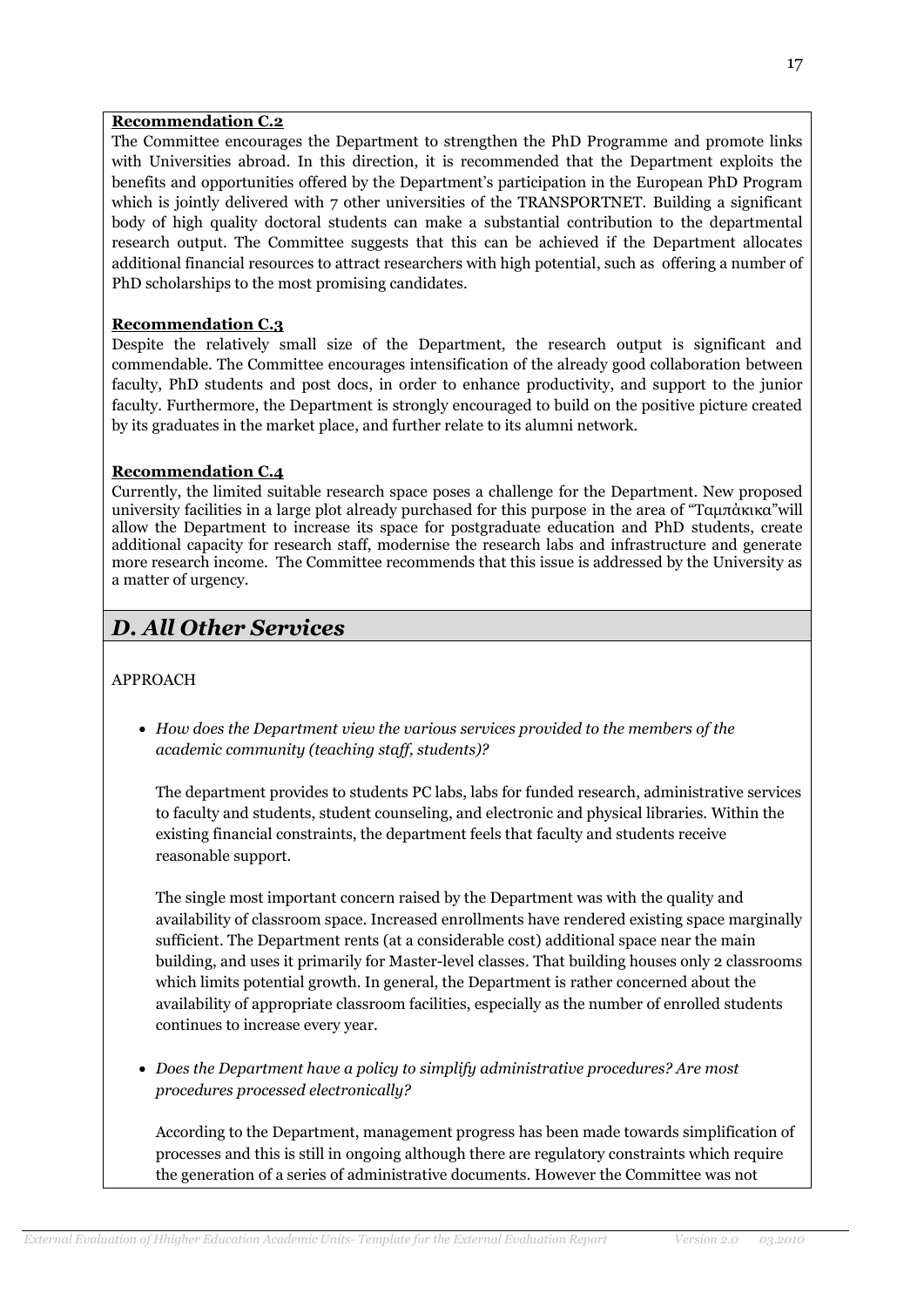**Recommendation C.2**

The Committee encourages the Department to strengthen the PhD Programme and promote links with Universities abroad. In this direction, it is recommended that the Department exploits the benefits and opportunities offered by the Department's participation in the European PhD Program which is jointly delivered with 7 other universities of the TRANSPORTNET. Building a significant body of high quality doctoral students can make a substantial contribution to the departmental research output. The Committee suggests that this can be achieved if the Department allocates additional financial resources to attract researchers with high potential, such as offering a number of PhD scholarships to the most promising candidates.

**Recommendation C.3**

Despite the relatively small size of the Department, the research output is significant and commendable. The Committee encourages intensification of the already good collaboration between faculty, PhD students and post docs, in order to enhance productivity, and support to the junior faculty. Furthermore, the Department is strongly encouraged to build on the positive picture created by its graduates in the market place, and further relate to its alumni network.

**Recommendation C.4**

Currently, the limited suitable research space poses a challenge for the Department. New proposed university facilities in a large plot already purchased for this purpose in the area of "Ταμπάκικα"will allow the Department to increase its space for postgraduate education and PhD students, create additional capacity for research staff, modernise the research labs and infrastructure and generate more research income. The Committee recommends that this issue is addressed by the University as a matter of urgency.

## *D. All Other Services*

APPROACH

- *How does the Department view the various services provided to the members of the academic community (teaching staff, students)?*

  The department provides to students PC labs, labs for funded research, administrative services to faculty and students, student counseling, and electronic and physical libraries. Within the existing financial constraints, the department feels that faculty and students receive reasonable support.

  The single most important concern raised by the Department was with the quality and availability of classroom space. Increased enrollments have rendered existing space marginally sufficient. The Department rents (at a considerable cost) additional space near the main building, and uses it primarily for Master-level classes. That building houses only 2 classrooms which limits potential growth. In general, the Department is rather concerned about the availability of appropriate classroom facilities, especially as the number of enrolled students continues to increase every year.

- *Does the Department have a policy to simplify administrative procedures? Are most procedures processed electronically?*

  According to the Department, management progress has been made towards simplification of processes and this is still in ongoing although there are regulatory constraints which require the generation of a series of administrative documents. However the Committee was not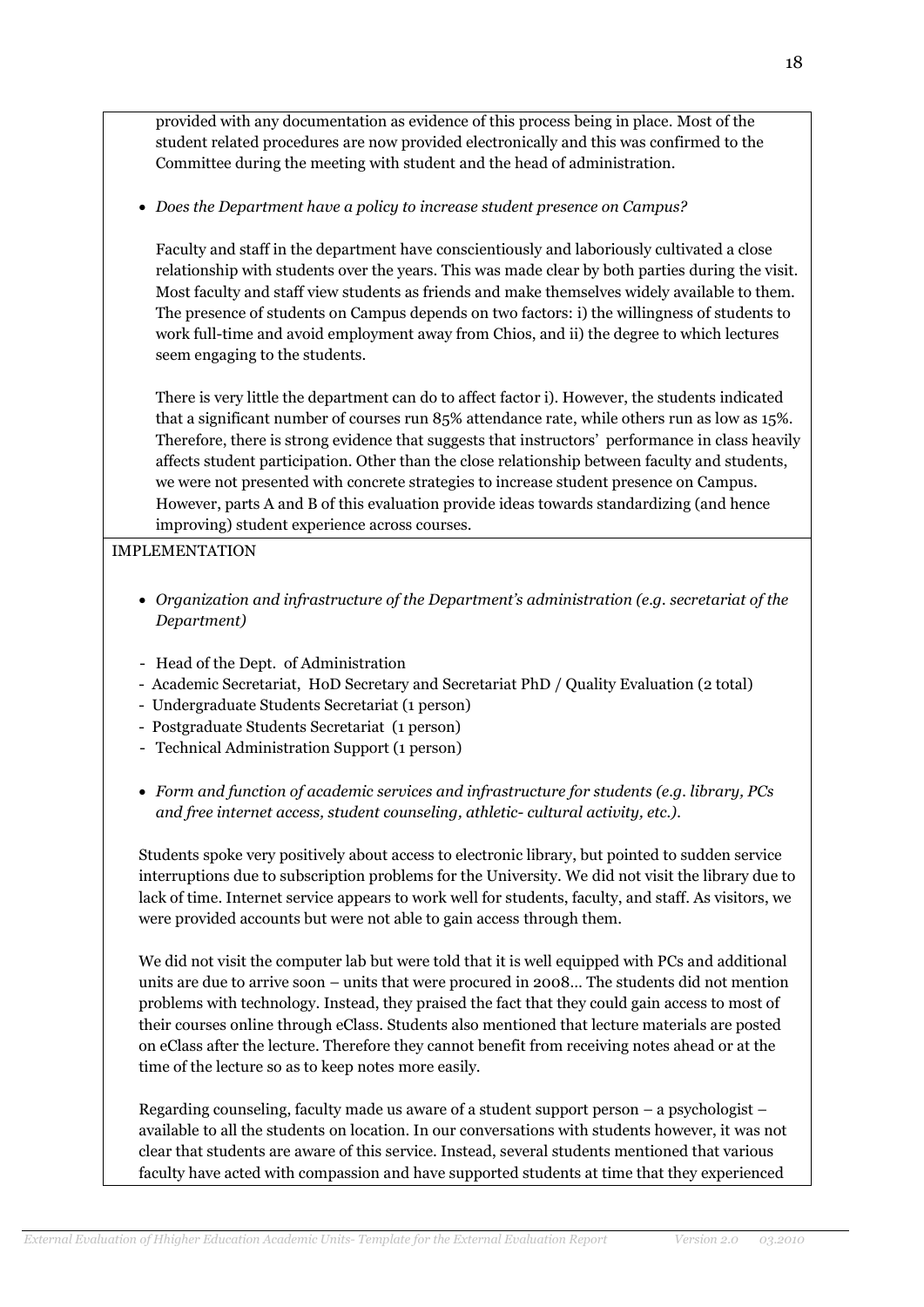provided with any documentation as evidence of this process being in place. Most of the student related procedures are now provided electronically and this was confirmed to the Committee during the meeting with student and the head of administration.

- *Does the Department have a policy to increase student presence on Campus?*

Faculty and staff in the department have conscientiously and laboriously cultivated a close relationship with students over the years. This was made clear by both parties during the visit. Most faculty and staff view students as friends and make themselves widely available to them. The presence of students on Campus depends on two factors: i) the willingness of students to work full-time and avoid employment away from Chios, and ii) the degree to which lectures seem engaging to the students.

There is very little the department can do to affect factor i). However, the students indicated that a significant number of courses run 85% attendance rate, while others run as low as 15%. Therefore, there is strong evidence that suggests that instructors' performance in class heavily affects student participation. Other than the close relationship between faculty and students, we were not presented with concrete strategies to increase student presence on Campus. However, parts A and B of this evaluation provide ideas towards standardizing (and hence improving) student experience across courses.

IMPLEMENTATION

- *Organization and infrastructure of the Department's administration (e.g. secretariat of the Department)*

- Head of the Dept. of Administration
- Academic Secretariat, HoD Secretary and Secretariat PhD / Quality Evaluation (2 total)
- Undergraduate Students Secretariat (1 person)
- Postgraduate Students Secretariat (1 person)
- Technical Administration Support (1 person)

- *Form and function of academic services and infrastructure for students (e.g. library, PCs and free internet access, student counseling, athletic- cultural activity, etc.).*

Students spoke very positively about access to electronic library, but pointed to sudden service interruptions due to subscription problems for the University. We did not visit the library due to lack of time. Internet service appears to work well for students, faculty, and staff. As visitors, we were provided accounts but were not able to gain access through them.

We did not visit the computer lab but were told that it is well equipped with PCs and additional units are due to arrive soon – units that were procured in 2008… The students did not mention problems with technology. Instead, they praised the fact that they could gain access to most of their courses online through eClass. Students also mentioned that lecture materials are posted on eClass after the lecture. Therefore they cannot benefit from receiving notes ahead or at the time of the lecture so as to keep notes more easily.

Regarding counseling, faculty made us aware of a student support person – a psychologist – available to all the students on location. In our conversations with students however, it was not clear that students are aware of this service. Instead, several students mentioned that various faculty have acted with compassion and have supported students at time that they experienced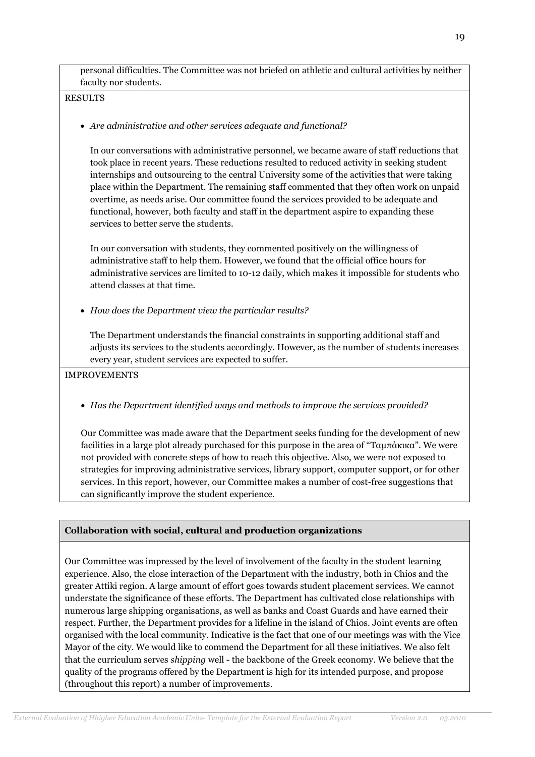personal difficulties. The Committee was not briefed on athletic and cultural activities by neither faculty nor students.

RESULTS

- *Are administrative and other services adequate and functional?*

In our conversations with administrative personnel, we became aware of staff reductions that took place in recent years. These reductions resulted to reduced activity in seeking student internships and outsourcing to the central University some of the activities that were taking place within the Department. The remaining staff commented that they often work on unpaid overtime, as needs arise. Our committee found the services provided to be adequate and functional, however, both faculty and staff in the department aspire to expanding these services to better serve the students.

In our conversation with students, they commented positively on the willingness of administrative staff to help them. However, we found that the official office hours for administrative services are limited to 10-12 daily, which makes it impossible for students who attend classes at that time.

- *How does the Department view the particular results?*

The Department understands the financial constraints in supporting additional staff and adjusts its services to the students accordingly. However, as the number of students increases every year, student services are expected to suffer.

IMPROVEMENTS

- *Has the Department identified ways and methods to improve the services provided?*

Our Committee was made aware that the Department seeks funding for the development of new facilities in a large plot already purchased for this purpose in the area of "Ταμπάκικα". We were not provided with concrete steps of how to reach this objective. Also, we were not exposed to strategies for improving administrative services, library support, computer support, or for other services. In this report, however, our Committee makes a number of cost-free suggestions that can significantly improve the student experience.

**Collaboration with social, cultural and production organizations**

Our Committee was impressed by the level of involvement of the faculty in the student learning experience. Also, the close interaction of the Department with the industry, both in Chios and the greater Attiki region. A large amount of effort goes towards student placement services. We cannot understate the significance of these efforts. The Department has cultivated close relationships with numerous large shipping organisations, as well as banks and Coast Guards and have earned their respect. Further, the Department provides for a lifeline in the island of Chios. Joint events are often organised with the local community. Indicative is the fact that one of our meetings was with the Vice Mayor of the city. We would like to commend the Department for all these initiatives. We also felt that the curriculum serves *shipping* well - the backbone of the Greek economy. We believe that the quality of the programs offered by the Department is high for its intended purpose, and propose (throughout this report) a number of improvements.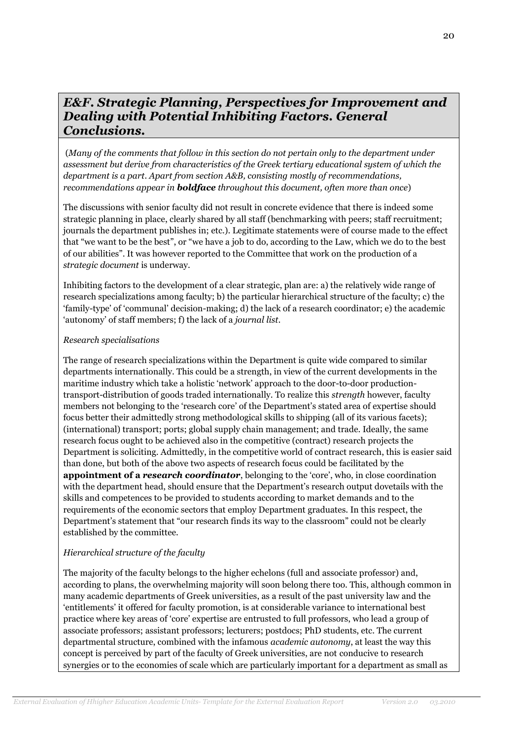## *E&F. Strategic Planning, Perspectives for Improvement and Dealing with Potential Inhibiting Factors. General Conclusions.*

(*Many of the comments that follow in this section do not pertain only to the department under assessment but derive from characteristics of the Greek tertiary educational system of which the department is a part. Apart from section A&B, consisting mostly of recommendations, recommendations appear in* ***boldface*** *throughout this document, often more than once*)

The discussions with senior faculty did not result in concrete evidence that there is indeed some strategic planning in place, clearly shared by all staff (benchmarking with peers; staff recruitment; journals the department publishes in; etc.). Legitimate statements were of course made to the effect that "we want to be the best", or "we have a job to do, according to the Law, which we do to the best of our abilities". It was however reported to the Committee that work on the production of a *strategic document* is underway.

Inhibiting factors to the development of a clear strategic, plan are: a) the relatively wide range of research specializations among faculty; b) the particular hierarchical structure of the faculty; c) the 'family-type' of 'communal' decision-making; d) the lack of a research coordinator; e) the academic 'autonomy' of staff members; f) the lack of a *journal list*.

*Research specialisations*

The range of research specializations within the Department is quite wide compared to similar departments internationally. This could be a strength, in view of the current developments in the maritime industry which take a holistic 'network' approach to the door-to-door production-transport-distribution of goods traded internationally. To realize this *strength* however, faculty members not belonging to the 'research core' of the Department's stated area of expertise should focus better their admittedly strong methodological skills to shipping (all of its various facets); (international) transport; ports; global supply chain management; and trade. Ideally, the same research focus ought to be achieved also in the competitive (contract) research projects the Department is soliciting. Admittedly, in the competitive world of contract research, this is easier said than done, but both of the above two aspects of research focus could be facilitated by the **appointment of a *research coordinator***, belonging to the 'core', who, in close coordination with the department head, should ensure that the Department's research output dovetails with the skills and competences to be provided to students according to market demands and to the requirements of the economic sectors that employ Department graduates. In this respect, the Department's statement that "our research finds its way to the classroom" could not be clearly established by the committee.

*Hierarchical structure of the faculty*

The majority of the faculty belongs to the higher echelons (full and associate professor) and, according to plans, the overwhelming majority will soon belong there too. This, although common in many academic departments of Greek universities, as a result of the past university law and the 'entitlements' it offered for faculty promotion, is at considerable variance to international best practice where key areas of 'core' expertise are entrusted to full professors, who lead a group of associate professors; assistant professors; lecturers; postdocs; PhD students, etc. The current departmental structure, combined with the infamous *academic autonomy*, at least the way this concept is perceived by part of the faculty of Greek universities, are not conducive to research synergies or to the economies of scale which are particularly important for a department as small as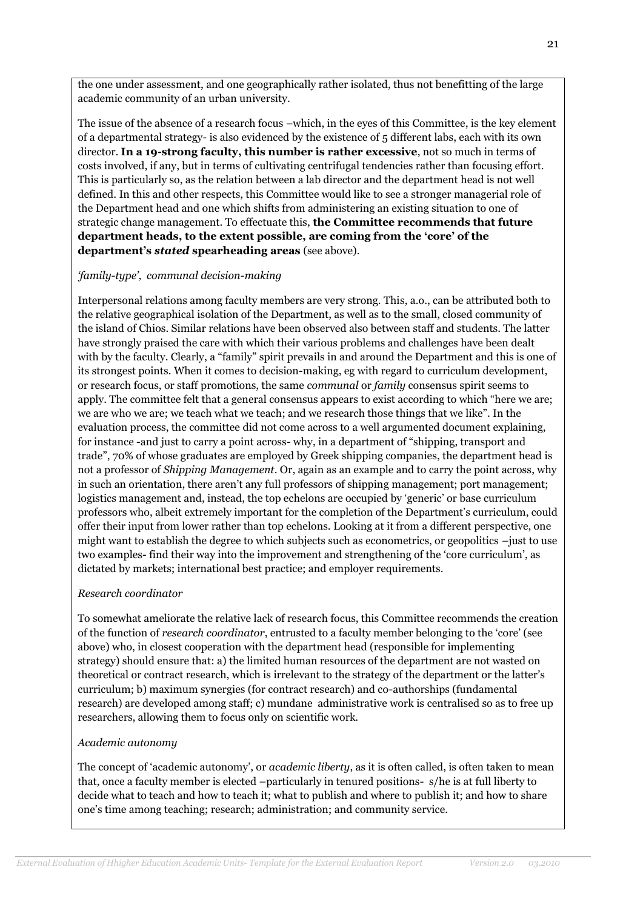the one under assessment, and one geographically rather isolated, thus not benefitting of the large academic community of an urban university.

The issue of the absence of a research focus –which, in the eyes of this Committee, is the key element of a departmental strategy- is also evidenced by the existence of 5 different labs, each with its own director. **In a 19-strong faculty, this number is rather excessive**, not so much in terms of costs involved, if any, but in terms of cultivating centrifugal tendencies rather than focusing effort. This is particularly so, as the relation between a lab director and the department head is not well defined. In this and other respects, this Committee would like to see a stronger managerial role of the Department head and one which shifts from administering an existing situation to one of strategic change management. To effectuate this, **the Committee recommends that future department heads, to the extent possible, are coming from the 'core' of the department's *stated* spearheading areas** (see above).

*'family-type', communal decision-making*

Interpersonal relations among faculty members are very strong. This, a.o., can be attributed both to the relative geographical isolation of the Department, as well as to the small, closed community of the island of Chios. Similar relations have been observed also between staff and students. The latter have strongly praised the care with which their various problems and challenges have been dealt with by the faculty. Clearly, a "family" spirit prevails in and around the Department and this is one of its strongest points. When it comes to decision-making, eg with regard to curriculum development, or research focus, or staff promotions, the same *communal* or *family* consensus spirit seems to apply. The committee felt that a general consensus appears to exist according to which "here we are; we are who we are; we teach what we teach; and we research those things that we like". In the evaluation process, the committee did not come across to a well argumented document explaining, for instance -and just to carry a point across- why, in a department of "shipping, transport and trade", 70% of whose graduates are employed by Greek shipping companies, the department head is not a professor of *Shipping Management*. Or, again as an example and to carry the point across, why in such an orientation, there aren't any full professors of shipping management; port management; logistics management and, instead, the top echelons are occupied by 'generic' or base curriculum professors who, albeit extremely important for the completion of the Department's curriculum, could offer their input from lower rather than top echelons. Looking at it from a different perspective, one might want to establish the degree to which subjects such as econometrics, or geopolitics –just to use two examples- find their way into the improvement and strengthening of the 'core curriculum', as dictated by markets; international best practice; and employer requirements.

*Research coordinator*

To somewhat ameliorate the relative lack of research focus, this Committee recommends the creation of the function of *research coordinator*, entrusted to a faculty member belonging to the 'core' (see above) who, in closest cooperation with the department head (responsible for implementing strategy) should ensure that: a) the limited human resources of the department are not wasted on theoretical or contract research, which is irrelevant to the strategy of the department or the latter's curriculum; b) maximum synergies (for contract research) and co-authorships (fundamental research) are developed among staff; c) mundane administrative work is centralised so as to free up researchers, allowing them to focus only on scientific work.

*Academic autonomy*

The concept of 'academic autonomy', or *academic liberty*, as it is often called, is often taken to mean that, once a faculty member is elected –particularly in tenured positions- s/he is at full liberty to decide what to teach and how to teach it; what to publish and where to publish it; and how to share one's time among teaching; research; administration; and community service.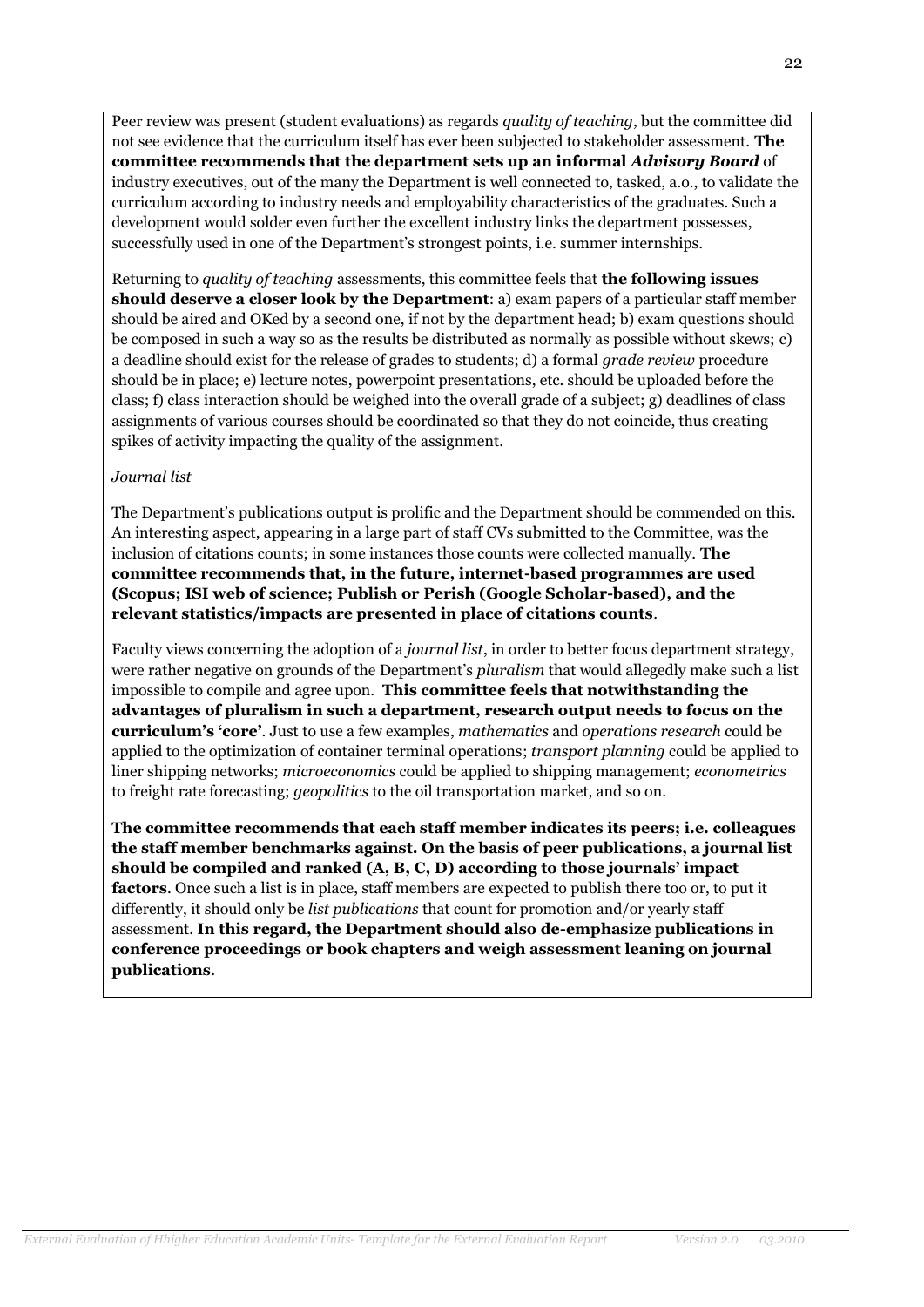Peer review was present (student evaluations) as regards *quality of teaching*, but the committee did not see evidence that the curriculum itself has ever been subjected to stakeholder assessment. **The committee recommends that the department sets up an informal *Advisory Board*** of industry executives, out of the many the Department is well connected to, tasked, a.o., to validate the curriculum according to industry needs and employability characteristics of the graduates. Such a development would solder even further the excellent industry links the department possesses, successfully used in one of the Department's strongest points, i.e. summer internships.

Returning to *quality of teaching* assessments, this committee feels that **the following issues should deserve a closer look by the Department**: a) exam papers of a particular staff member should be aired and OKed by a second one, if not by the department head; b) exam questions should be composed in such a way so as the results be distributed as normally as possible without skews; c) a deadline should exist for the release of grades to students; d) a formal *grade review* procedure should be in place; e) lecture notes, powerpoint presentations, etc. should be uploaded before the class; f) class interaction should be weighed into the overall grade of a subject; g) deadlines of class assignments of various courses should be coordinated so that they do not coincide, thus creating spikes of activity impacting the quality of the assignment.

*Journal list*

The Department's publications output is prolific and the Department should be commended on this. An interesting aspect, appearing in a large part of staff CVs submitted to the Committee, was the inclusion of citations counts; in some instances those counts were collected manually. **The committee recommends that, in the future, internet-based programmes are used (Scopus; ISI web of science; Publish or Perish (Google Scholar-based), and the relevant statistics/impacts are presented in place of citations counts**.

Faculty views concerning the adoption of a *journal list*, in order to better focus department strategy, were rather negative on grounds of the Department's *pluralism* that would allegedly make such a list impossible to compile and agree upon. **This committee feels that notwithstanding the advantages of pluralism in such a department, research output needs to focus on the curriculum's 'core'**. Just to use a few examples, *mathematics* and *operations research* could be applied to the optimization of container terminal operations; *transport planning* could be applied to liner shipping networks; *microeconomics* could be applied to shipping management; *econometrics* to freight rate forecasting; *geopolitics* to the oil transportation market, and so on.

**The committee recommends that each staff member indicates its peers; i.e. colleagues the staff member benchmarks against. On the basis of peer publications, a journal list should be compiled and ranked (A, B, C, D) according to those journals' impact factors**. Once such a list is in place, staff members are expected to publish there too or, to put it differently, it should only be *list publications* that count for promotion and/or yearly staff assessment. **In this regard, the Department should also de-emphasize publications in conference proceedings or book chapters and weigh assessment leaning on journal publications**.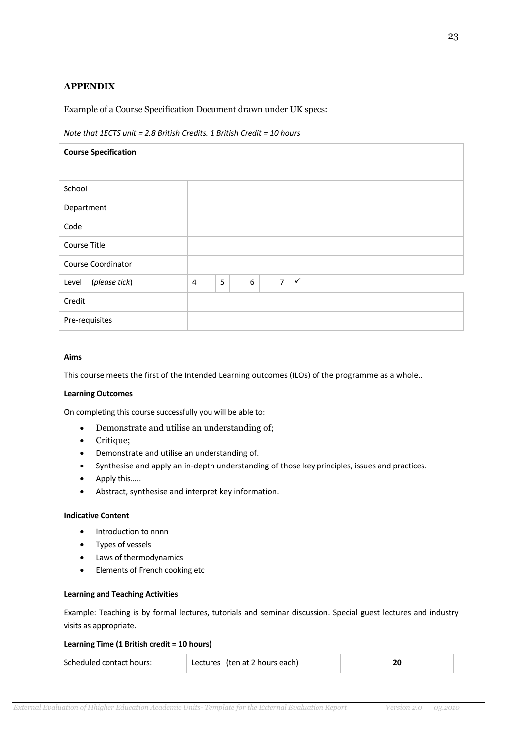## APPENDIX

Example of a Course Specification Document drawn under UK specs:

*Note that 1ECTS unit = 2.8 British Credits. 1 British Credit = 10 hours*

| **Course Specification** | | | | | | | | | |
|---|---|---|---|---|---|---|---|---|---|
| School | | | | | | | | | |
| Department | | | | | | | | | |
| Code | | | | | | | | | |
| Course Title | | | | | | | | | |
| Course Coordinator | | | | | | | | | |
| Level (*please tick*) | 4 | | 5 | | 6 | | 7 | ✓ | |
| Credit | | | | | | | | | |
| Pre-requisites | | | | | | | | | |

**Aims**

This course meets the first of the Intended Learning outcomes (ILOs) of the programme as a whole..

**Learning Outcomes**

On completing this course successfully you will be able to:

- Demonstrate and utilise an understanding of;
- Critique;
- Demonstrate and utilise an understanding of.
- Synthesise and apply an in-depth understanding of those key principles, issues and practices.
- Apply this…..
- Abstract, synthesise and interpret key information.

**Indicative Content**

- Introduction to nnnn
- Types of vessels
- Laws of thermodynamics
- Elements of French cooking etc

**Learning and Teaching Activities**

Example: Teaching is by formal lectures, tutorials and seminar discussion. Special guest lectures and industry visits as appropriate.

**Learning Time (1 British credit = 10 hours)**

| Scheduled contact hours: | Lectures (ten at 2 hours each) | **20** |
|---|---|---|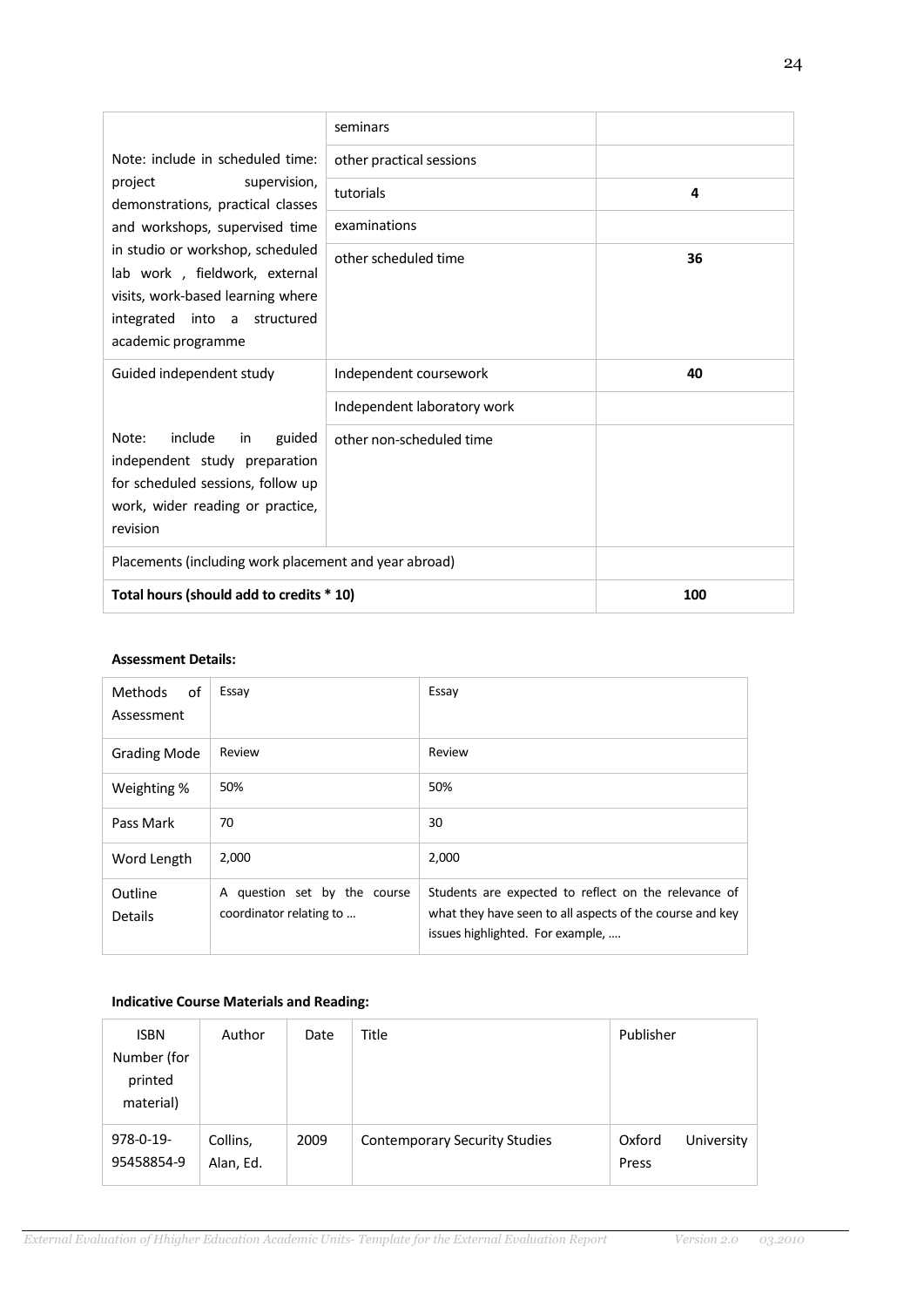| | | |
|---|---|---|
| Note: include in scheduled time: project supervision, demonstrations, practical classes and workshops, supervised time in studio or workshop, scheduled lab work , fieldwork, external visits, work-based learning where integrated into a structured academic programme | seminars | |
| | other practical sessions | |
| | tutorials | **4** |
| | examinations | |
| | other scheduled time | **36** |
| Guided independent study | Independent coursework | **40** |
| Note: include in guided independent study preparation for scheduled sessions, follow up work, wider reading or practice, revision | Independent laboratory work | |
| | other non-scheduled time | |
| Placements (including work placement and year abroad) | | |
| **Total hours (should add to credits * 10)** | | **100** |

**Assessment Details:**

| | | |
|---|---|---|
| Methods of Assessment | Essay | Essay |
| Grading Mode | Review | Review |
| Weighting % | 50% | 50% |
| Pass Mark | 70 | 30 |
| Word Length | 2,000 | 2,000 |
| Outline Details | A question set by the course coordinator relating to … | Students are expected to reflect on the relevance of what they have seen to all aspects of the course and key issues highlighted. For example, …. |

**Indicative Course Materials and Reading:**

| ISBN Number (for printed material) | Author | Date | Title | Publisher |
|---|---|---|---|---|
| 978-0-19-95458854-9 | Collins, Alan, Ed. | 2009 | Contemporary Security Studies | Oxford University Press |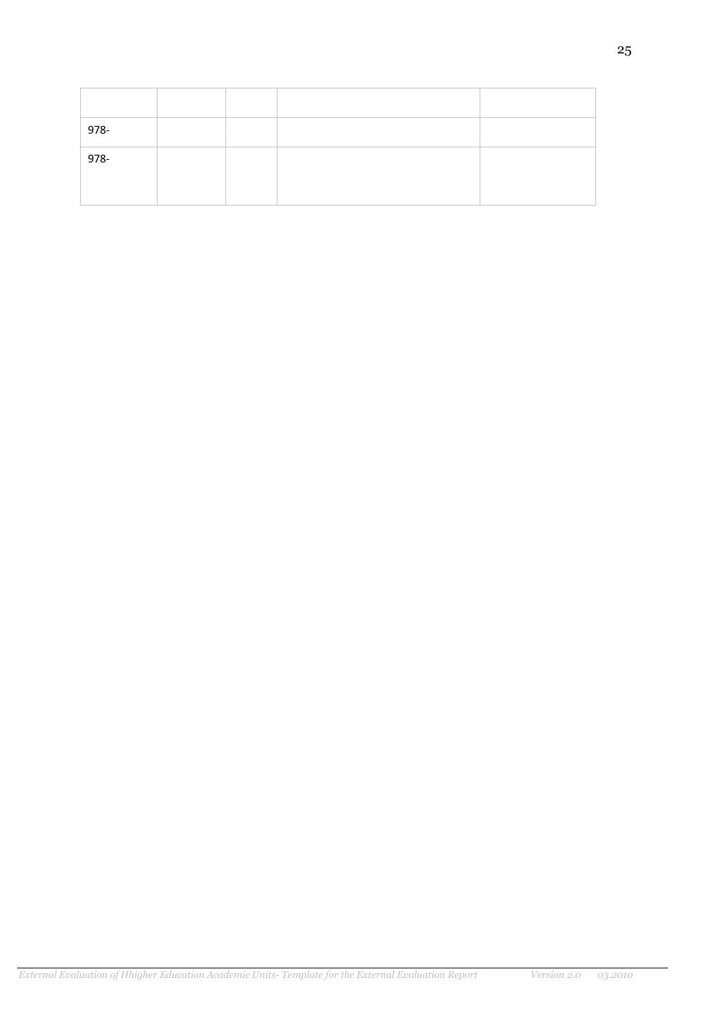| | | | | |
|---|---|---|---|---|
| 978- | | | | |
| 978- | | | | |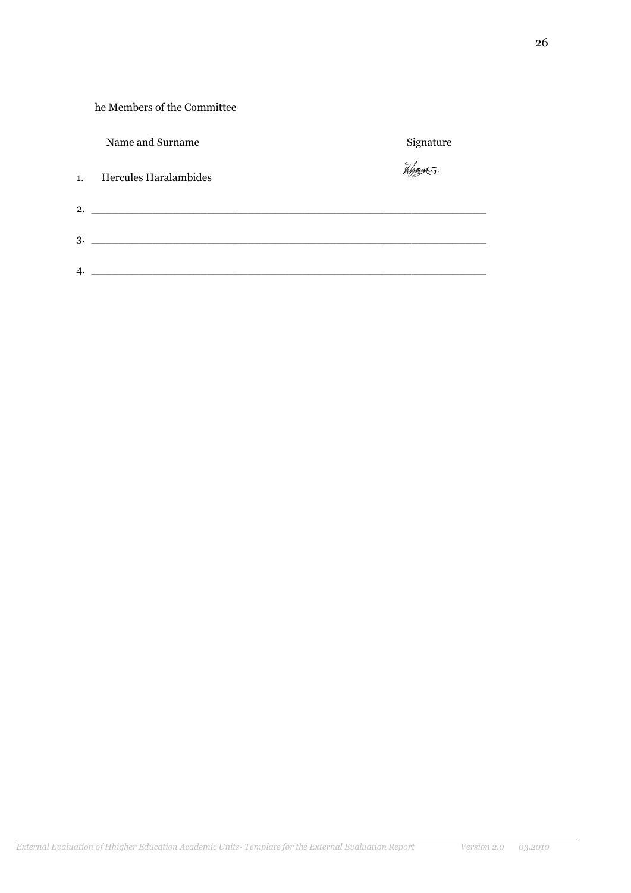he Members of the Committee

| Name and Surname | Signature |
|---|---|
| 1. Hercules Haralambides | Χαραλαμπίδης. |
| 2. | |
| 3. | |
| 4. | |